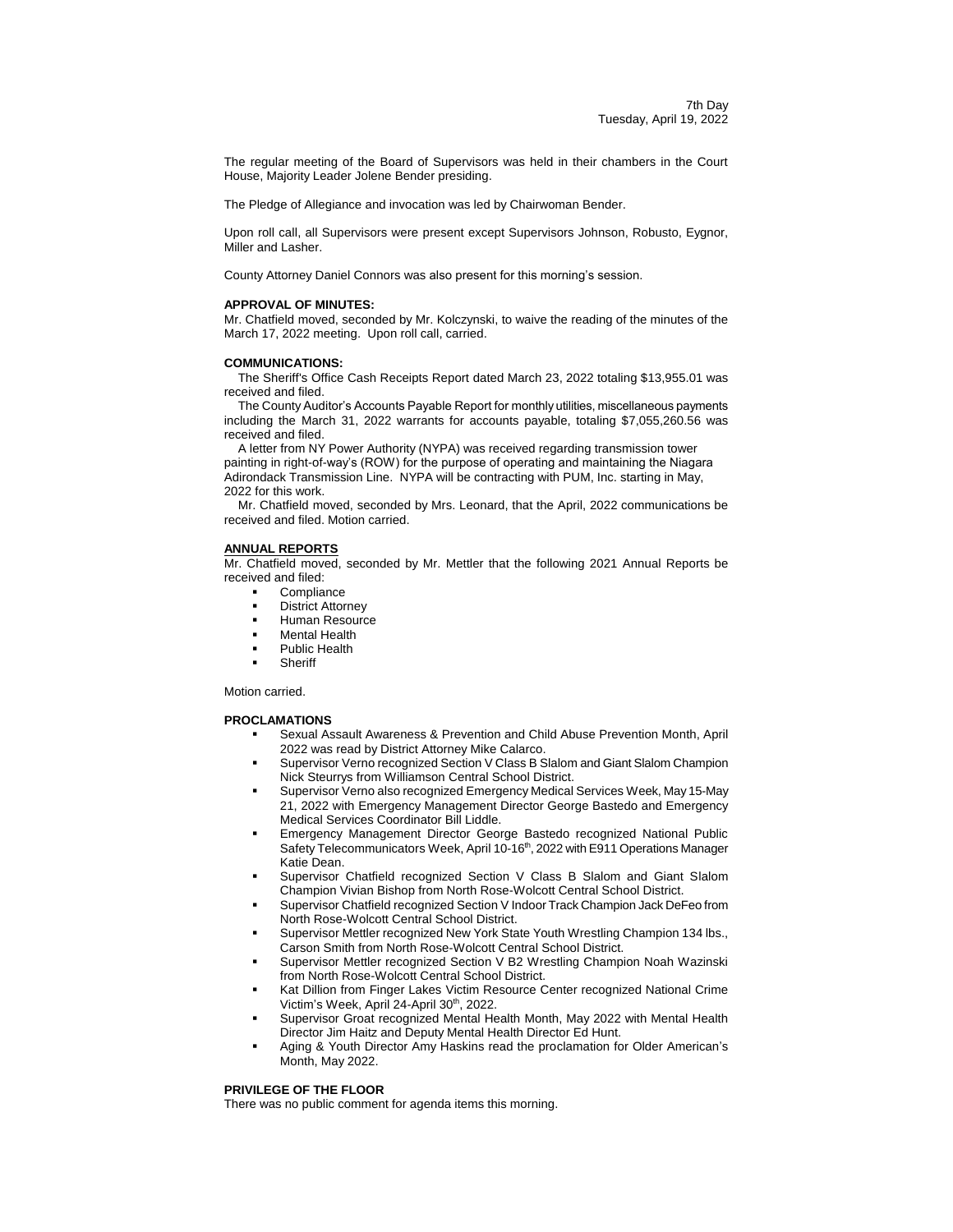7th Day
Tuesday, April 19, 2022

The regular meeting of the Board of Supervisors was held in their chambers in the Court House, Majority Leader Jolene Bender presiding.

The Pledge of Allegiance and invocation was led by Chairwoman Bender.

Upon roll call, all Supervisors were present except Supervisors Johnson, Robusto, Eygnor, Miller and Lasher.

County Attorney Daniel Connors was also present for this morning's session.

**APPROVAL OF MINUTES:**
Mr. Chatfield moved, seconded by Mr. Kolczynski, to waive the reading of the minutes of the March 17, 2022 meeting. Upon roll call, carried.

**COMMUNICATIONS:**
The Sheriff's Office Cash Receipts Report dated March 23, 2022 totaling $13,955.01 was received and filed.
The County Auditor's Accounts Payable Report for monthly utilities, miscellaneous payments including the March 31, 2022 warrants for accounts payable, totaling $7,055,260.56 was received and filed.
A letter from NY Power Authority (NYPA) was received regarding transmission tower painting in right-of-way's (ROW) for the purpose of operating and maintaining the Niagara Adirondack Transmission Line. NYPA will be contracting with PUM, Inc. starting in May, 2022 for this work.
Mr. Chatfield moved, seconded by Mrs. Leonard, that the April, 2022 communications be received and filed. Motion carried.

**ANNUAL REPORTS**
Mr. Chatfield moved, seconded by Mr. Mettler that the following 2021 Annual Reports be received and filed:

- Compliance
- District Attorney
- Human Resource
- Mental Health
- Public Health
- Sheriff

Motion carried.

**PROCLAMATIONS**

- Sexual Assault Awareness & Prevention and Child Abuse Prevention Month, April 2022 was read by District Attorney Mike Calarco.
- Supervisor Verno recognized Section V Class B Slalom and Giant Slalom Champion Nick Steurrys from Williamson Central School District.
- Supervisor Verno also recognized Emergency Medical Services Week, May 15-May 21, 2022 with Emergency Management Director George Bastedo and Emergency Medical Services Coordinator Bill Liddle.
- Emergency Management Director George Bastedo recognized National Public Safety Telecommunicators Week, April 10-16th, 2022 with E911 Operations Manager Katie Dean.
- Supervisor Chatfield recognized Section V Class B Slalom and Giant Slalom Champion Vivian Bishop from North Rose-Wolcott Central School District.
- Supervisor Chatfield recognized Section V Indoor Track Champion Jack DeFeo from North Rose-Wolcott Central School District.
- Supervisor Mettler recognized New York State Youth Wrestling Champion 134 lbs., Carson Smith from North Rose-Wolcott Central School District.
- Supervisor Mettler recognized Section V B2 Wrestling Champion Noah Wazinski from North Rose-Wolcott Central School District.
- Kat Dillion from Finger Lakes Victim Resource Center recognized National Crime Victim's Week, April 24-April 30th, 2022.
- Supervisor Groat recognized Mental Health Month, May 2022 with Mental Health Director Jim Haitz and Deputy Mental Health Director Ed Hunt.
- Aging & Youth Director Amy Haskins read the proclamation for Older American's Month, May 2022.

**PRIVILEGE OF THE FLOOR**
There was no public comment for agenda items this morning.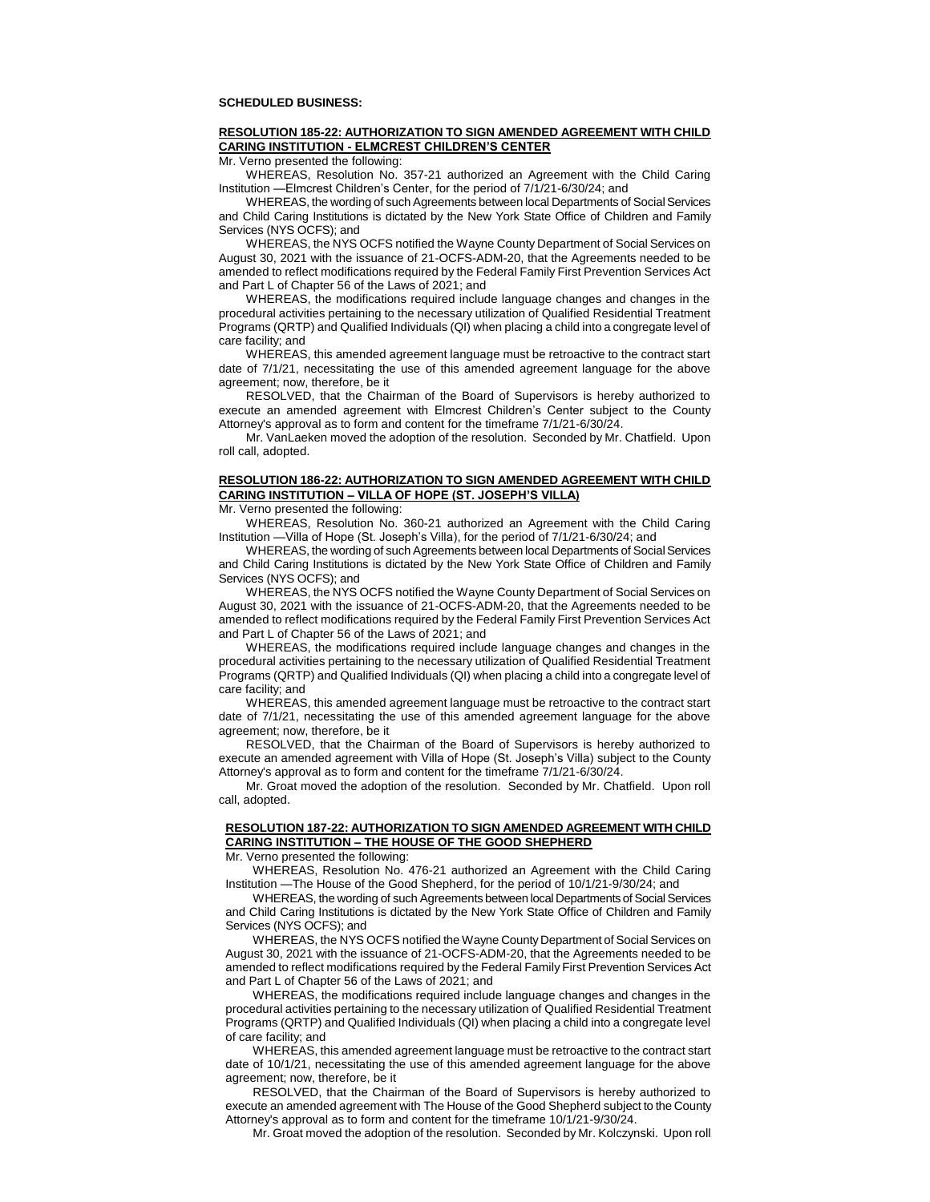**SCHEDULED BUSINESS:**

**RESOLUTION 185-22: AUTHORIZATION TO SIGN AMENDED AGREEMENT WITH CHILD CARING INSTITUTION - ELMCREST CHILDREN'S CENTER**

Mr. Verno presented the following:

WHEREAS, Resolution No. 357-21 authorized an Agreement with the Child Caring Institution —Elmcrest Children's Center, for the period of 7/1/21-6/30/24; and

WHEREAS, the wording of such Agreements between local Departments of Social Services and Child Caring Institutions is dictated by the New York State Office of Children and Family Services (NYS OCFS); and

WHEREAS, the NYS OCFS notified the Wayne County Department of Social Services on August 30, 2021 with the issuance of 21-OCFS-ADM-20, that the Agreements needed to be amended to reflect modifications required by the Federal Family First Prevention Services Act and Part L of Chapter 56 of the Laws of 2021; and

WHEREAS, the modifications required include language changes and changes in the procedural activities pertaining to the necessary utilization of Qualified Residential Treatment Programs (QRTP) and Qualified Individuals (QI) when placing a child into a congregate level of care facility; and

WHEREAS, this amended agreement language must be retroactive to the contract start date of 7/1/21, necessitating the use of this amended agreement language for the above agreement; now, therefore, be it

RESOLVED, that the Chairman of the Board of Supervisors is hereby authorized to execute an amended agreement with Elmcrest Children's Center subject to the County Attorney's approval as to form and content for the timeframe 7/1/21-6/30/24.

Mr. VanLaeken moved the adoption of the resolution. Seconded by Mr. Chatfield. Upon roll call, adopted.

**RESOLUTION 186-22: AUTHORIZATION TO SIGN AMENDED AGREEMENT WITH CHILD CARING INSTITUTION – VILLA OF HOPE (ST. JOSEPH'S VILLA)**

Mr. Verno presented the following:

WHEREAS, Resolution No. 360-21 authorized an Agreement with the Child Caring Institution —Villa of Hope (St. Joseph's Villa), for the period of 7/1/21-6/30/24; and

WHEREAS, the wording of such Agreements between local Departments of Social Services and Child Caring Institutions is dictated by the New York State Office of Children and Family Services (NYS OCFS); and

WHEREAS, the NYS OCFS notified the Wayne County Department of Social Services on August 30, 2021 with the issuance of 21-OCFS-ADM-20, that the Agreements needed to be amended to reflect modifications required by the Federal Family First Prevention Services Act and Part L of Chapter 56 of the Laws of 2021; and

WHEREAS, the modifications required include language changes and changes in the procedural activities pertaining to the necessary utilization of Qualified Residential Treatment Programs (QRTP) and Qualified Individuals (QI) when placing a child into a congregate level of care facility; and

WHEREAS, this amended agreement language must be retroactive to the contract start date of 7/1/21, necessitating the use of this amended agreement language for the above agreement; now, therefore, be it

RESOLVED, that the Chairman of the Board of Supervisors is hereby authorized to execute an amended agreement with Villa of Hope (St. Joseph's Villa) subject to the County Attorney's approval as to form and content for the timeframe 7/1/21-6/30/24.

Mr. Groat moved the adoption of the resolution. Seconded by Mr. Chatfield. Upon roll call, adopted.

**RESOLUTION 187-22: AUTHORIZATION TO SIGN AMENDED AGREEMENT WITH CHILD CARING INSTITUTION – THE HOUSE OF THE GOOD SHEPHERD**

Mr. Verno presented the following:

WHEREAS, Resolution No. 476-21 authorized an Agreement with the Child Caring Institution —The House of the Good Shepherd, for the period of 10/1/21-9/30/24; and

WHEREAS, the wording of such Agreements between local Departments of Social Services and Child Caring Institutions is dictated by the New York State Office of Children and Family Services (NYS OCFS); and

WHEREAS, the NYS OCFS notified the Wayne County Department of Social Services on August 30, 2021 with the issuance of 21-OCFS-ADM-20, that the Agreements needed to be amended to reflect modifications required by the Federal Family First Prevention Services Act and Part L of Chapter 56 of the Laws of 2021; and

WHEREAS, the modifications required include language changes and changes in the procedural activities pertaining to the necessary utilization of Qualified Residential Treatment Programs (QRTP) and Qualified Individuals (QI) when placing a child into a congregate level of care facility; and

WHEREAS, this amended agreement language must be retroactive to the contract start date of 10/1/21, necessitating the use of this amended agreement language for the above agreement; now, therefore, be it

RESOLVED, that the Chairman of the Board of Supervisors is hereby authorized to execute an amended agreement with The House of the Good Shepherd subject to the County Attorney's approval as to form and content for the timeframe 10/1/21-9/30/24.

Mr. Groat moved the adoption of the resolution. Seconded by Mr. Kolczynski. Upon roll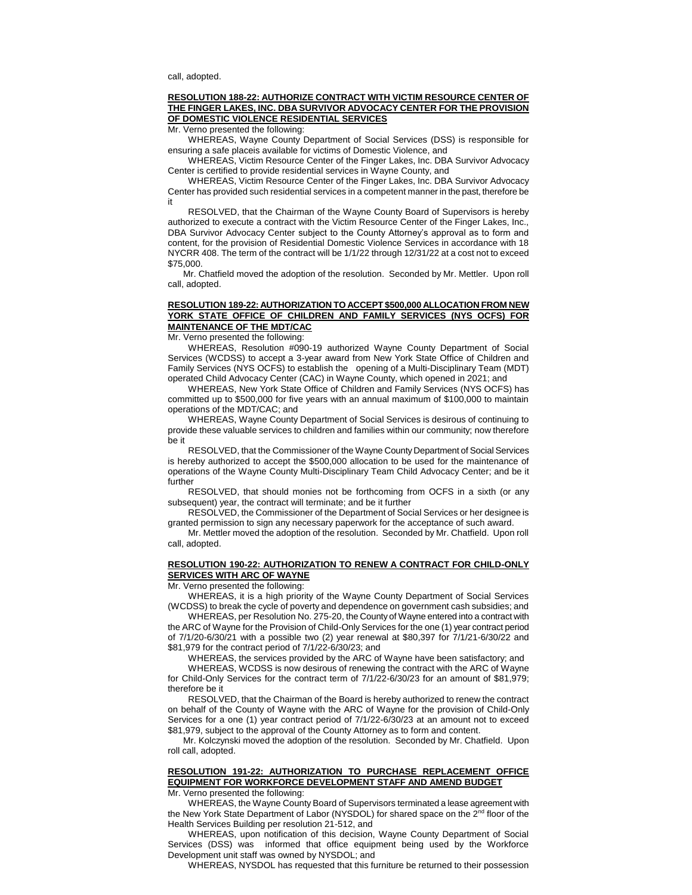call, adopted.

**RESOLUTION 188-22: AUTHORIZE CONTRACT WITH VICTIM RESOURCE CENTER OF THE FINGER LAKES, INC. DBA SURVIVOR ADVOCACY CENTER FOR THE PROVISION OF DOMESTIC VIOLENCE RESIDENTIAL SERVICES**

Mr. Verno presented the following:

WHEREAS, Wayne County Department of Social Services (DSS) is responsible for ensuring a safe placeis available for victims of Domestic Violence, and

WHEREAS, Victim Resource Center of the Finger Lakes, Inc. DBA Survivor Advocacy Center is certified to provide residential services in Wayne County, and

WHEREAS, Victim Resource Center of the Finger Lakes, Inc. DBA Survivor Advocacy Center has provided such residential services in a competent manner in the past, therefore be it

RESOLVED, that the Chairman of the Wayne County Board of Supervisors is hereby authorized to execute a contract with the Victim Resource Center of the Finger Lakes, Inc., DBA Survivor Advocacy Center subject to the County Attorney's approval as to form and content, for the provision of Residential Domestic Violence Services in accordance with 18 NYCRR 408. The term of the contract will be 1/1/22 through 12/31/22 at a cost not to exceed $75,000.

Mr. Chatfield moved the adoption of the resolution. Seconded by Mr. Mettler. Upon roll call, adopted.

**RESOLUTION 189-22: AUTHORIZATION TO ACCEPT $500,000 ALLOCATION FROM NEW YORK STATE OFFICE OF CHILDREN AND FAMILY SERVICES (NYS OCFS) FOR MAINTENANCE OF THE MDT/CAC**

Mr. Verno presented the following:

WHEREAS, Resolution #090-19 authorized Wayne County Department of Social Services (WCDSS) to accept a 3-year award from New York State Office of Children and Family Services (NYS OCFS) to establish the opening of a Multi-Disciplinary Team (MDT) operated Child Advocacy Center (CAC) in Wayne County, which opened in 2021; and

WHEREAS, New York State Office of Children and Family Services (NYS OCFS) has committed up to $500,000 for five years with an annual maximum of $100,000 to maintain operations of the MDT/CAC; and

WHEREAS, Wayne County Department of Social Services is desirous of continuing to provide these valuable services to children and families within our community; now therefore be it

RESOLVED, that the Commissioner of the Wayne County Department of Social Services is hereby authorized to accept the $500,000 allocation to be used for the maintenance of operations of the Wayne County Multi-Disciplinary Team Child Advocacy Center; and be it further

RESOLVED, that should monies not be forthcoming from OCFS in a sixth (or any subsequent) year, the contract will terminate; and be it further

RESOLVED, the Commissioner of the Department of Social Services or her designee is granted permission to sign any necessary paperwork for the acceptance of such award.

Mr. Mettler moved the adoption of the resolution. Seconded by Mr. Chatfield. Upon roll call, adopted.

**RESOLUTION 190-22: AUTHORIZATION TO RENEW A CONTRACT FOR CHILD-ONLY SERVICES WITH ARC OF WAYNE**

Mr. Verno presented the following:

WHEREAS, it is a high priority of the Wayne County Department of Social Services (WCDSS) to break the cycle of poverty and dependence on government cash subsidies; and

WHEREAS, per Resolution No. 275-20, the County of Wayne entered into a contract with the ARC of Wayne for the Provision of Child-Only Services for the one (1) year contract period of 7/1/20-6/30/21 with a possible two (2) year renewal at $80,397 for 7/1/21-6/30/22 and $81,979 for the contract period of 7/1/22-6/30/23; and

WHEREAS, the services provided by the ARC of Wayne have been satisfactory; and

WHEREAS, WCDSS is now desirous of renewing the contract with the ARC of Wayne for Child-Only Services for the contract term of 7/1/22-6/30/23 for an amount of $81,979; therefore be it

RESOLVED, that the Chairman of the Board is hereby authorized to renew the contract on behalf of the County of Wayne with the ARC of Wayne for the provision of Child-Only Services for a one (1) year contract period of 7/1/22-6/30/23 at an amount not to exceed $81,979, subject to the approval of the County Attorney as to form and content.

Mr. Kolczynski moved the adoption of the resolution. Seconded by Mr. Chatfield. Upon roll call, adopted.

**RESOLUTION 191-22: AUTHORIZATION TO PURCHASE REPLACEMENT OFFICE EQUIPMENT FOR WORKFORCE DEVELOPMENT STAFF AND AMEND BUDGET**

Mr. Verno presented the following:

WHEREAS, the Wayne County Board of Supervisors terminated a lease agreement with the New York State Department of Labor (NYSDOL) for shared space on the 2nd floor of the Health Services Building per resolution 21-512, and

WHEREAS, upon notification of this decision, Wayne County Department of Social Services (DSS) was informed that office equipment being used by the Workforce Development unit staff was owned by NYSDOL; and

WHEREAS, NYSDOL has requested that this furniture be returned to their possession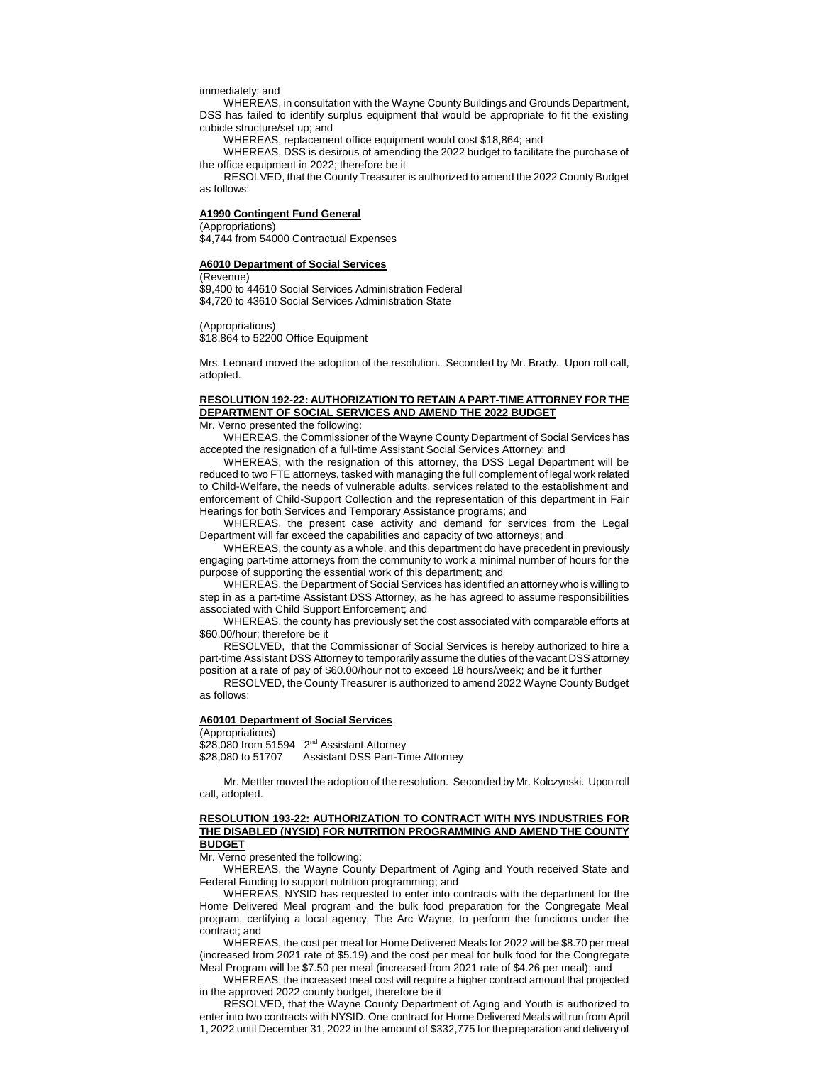immediately; and

WHEREAS, in consultation with the Wayne County Buildings and Grounds Department, DSS has failed to identify surplus equipment that would be appropriate to fit the existing cubicle structure/set up; and

WHEREAS, replacement office equipment would cost $18,864; and

WHEREAS, DSS is desirous of amending the 2022 budget to facilitate the purchase of the office equipment in 2022; therefore be it

RESOLVED, that the County Treasurer is authorized to amend the 2022 County Budget as follows:

**A1990 Contingent Fund General**

(Appropriations)
$4,744 from 54000 Contractual Expenses

**A6010 Department of Social Services**

(Revenue)
$9,400 to 44610 Social Services Administration Federal
$4,720 to 43610 Social Services Administration State

(Appropriations)
$18,864 to 52200 Office Equipment

Mrs. Leonard moved the adoption of the resolution. Seconded by Mr. Brady. Upon roll call, adopted.

**RESOLUTION 192-22: AUTHORIZATION TO RETAIN A PART-TIME ATTORNEY FOR THE DEPARTMENT OF SOCIAL SERVICES AND AMEND THE 2022 BUDGET**

Mr. Verno presented the following:

WHEREAS, the Commissioner of the Wayne County Department of Social Services has accepted the resignation of a full-time Assistant Social Services Attorney; and

WHEREAS, with the resignation of this attorney, the DSS Legal Department will be reduced to two FTE attorneys, tasked with managing the full complement of legal work related to Child-Welfare, the needs of vulnerable adults, services related to the establishment and enforcement of Child-Support Collection and the representation of this department in Fair Hearings for both Services and Temporary Assistance programs; and

WHEREAS, the present case activity and demand for services from the Legal Department will far exceed the capabilities and capacity of two attorneys; and

WHEREAS, the county as a whole, and this department do have precedent in previously engaging part-time attorneys from the community to work a minimal number of hours for the purpose of supporting the essential work of this department; and

WHEREAS, the Department of Social Services has identified an attorney who is willing to step in as a part-time Assistant DSS Attorney, as he has agreed to assume responsibilities associated with Child Support Enforcement; and

WHEREAS, the county has previously set the cost associated with comparable efforts at $60.00/hour; therefore be it

RESOLVED, that the Commissioner of Social Services is hereby authorized to hire a part-time Assistant DSS Attorney to temporarily assume the duties of the vacant DSS attorney position at a rate of pay of $60.00/hour not to exceed 18 hours/week; and be it further

RESOLVED, the County Treasurer is authorized to amend 2022 Wayne County Budget as follows:

**A60101 Department of Social Services**

(Appropriations)
$28,080 from 51594 2nd Assistant Attorney
$28,080 to 51707 Assistant DSS Part-Time Attorney

Mr. Mettler moved the adoption of the resolution. Seconded by Mr. Kolczynski. Upon roll call, adopted.

**RESOLUTION 193-22: AUTHORIZATION TO CONTRACT WITH NYS INDUSTRIES FOR THE DISABLED (NYSID) FOR NUTRITION PROGRAMMING AND AMEND THE COUNTY BUDGET**

Mr. Verno presented the following:

WHEREAS, the Wayne County Department of Aging and Youth received State and Federal Funding to support nutrition programming; and

WHEREAS, NYSID has requested to enter into contracts with the department for the Home Delivered Meal program and the bulk food preparation for the Congregate Meal program, certifying a local agency, The Arc Wayne, to perform the functions under the contract; and

WHEREAS, the cost per meal for Home Delivered Meals for 2022 will be $8.70 per meal (increased from 2021 rate of $5.19) and the cost per meal for bulk food for the Congregate Meal Program will be $7.50 per meal (increased from 2021 rate of $4.26 per meal); and

WHEREAS, the increased meal cost will require a higher contract amount that projected in the approved 2022 county budget, therefore be it

RESOLVED, that the Wayne County Department of Aging and Youth is authorized to enter into two contracts with NYSID. One contract for Home Delivered Meals will run from April 1, 2022 until December 31, 2022 in the amount of $332,775 for the preparation and delivery of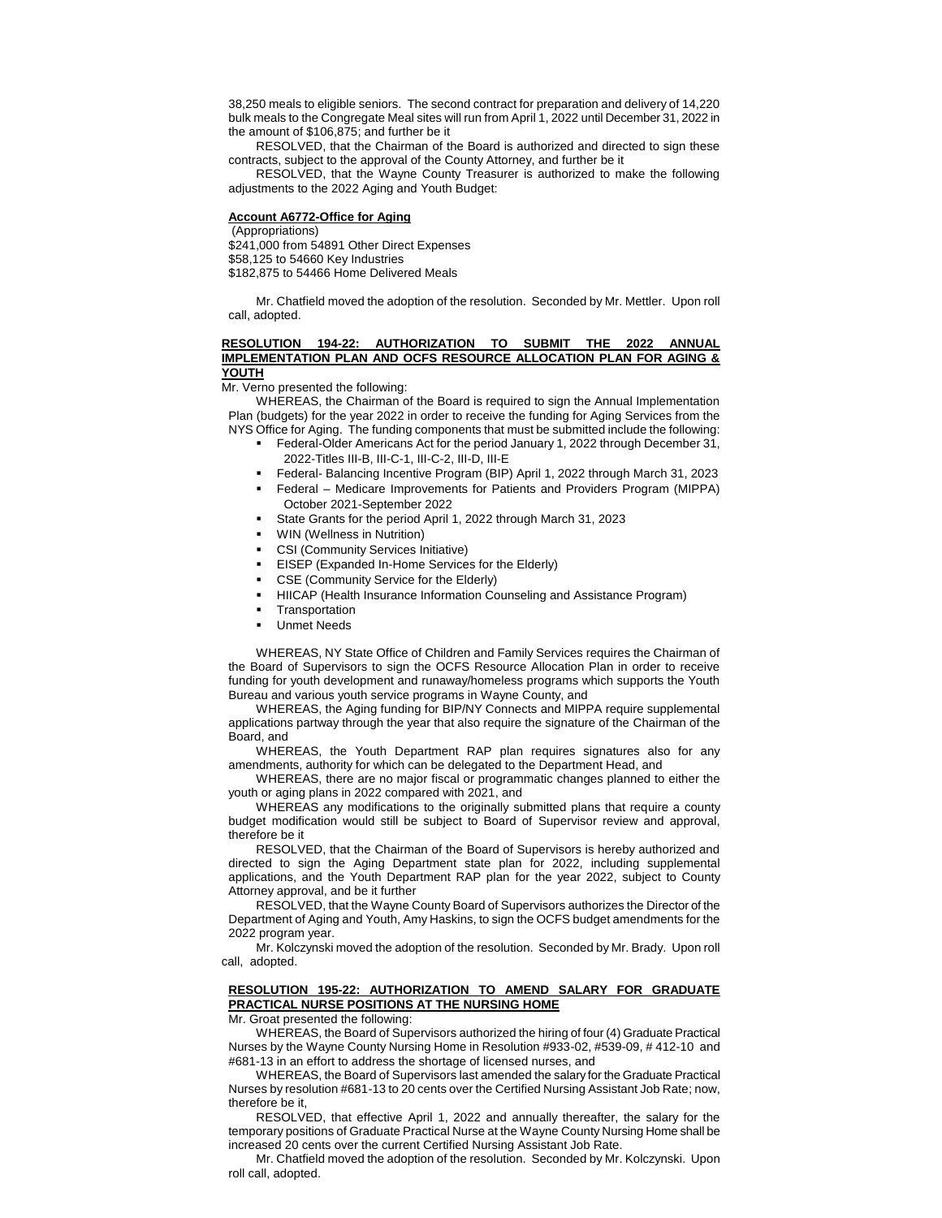38,250 meals to eligible seniors. The second contract for preparation and delivery of 14,220 bulk meals to the Congregate Meal sites will run from April 1, 2022 until December 31, 2022 in the amount of $106,875; and further be it

RESOLVED, that the Chairman of the Board is authorized and directed to sign these contracts, subject to the approval of the County Attorney, and further be it

RESOLVED, that the Wayne County Treasurer is authorized to make the following adjustments to the 2022 Aging and Youth Budget:

**Account A6772-Office for Aging**

(Appropriations)
$241,000 from 54891 Other Direct Expenses
$58,125 to 54660 Key Industries
$182,875 to 54466 Home Delivered Meals

Mr. Chatfield moved the adoption of the resolution. Seconded by Mr. Mettler. Upon roll call, adopted.

**RESOLUTION 194-22: AUTHORIZATION TO SUBMIT THE 2022 ANNUAL IMPLEMENTATION PLAN AND OCFS RESOURCE ALLOCATION PLAN FOR AGING & YOUTH**

Mr. Verno presented the following:

WHEREAS, the Chairman of the Board is required to sign the Annual Implementation Plan (budgets) for the year 2022 in order to receive the funding for Aging Services from the NYS Office for Aging. The funding components that must be submitted include the following:

- Federal-Older Americans Act for the period January 1, 2022 through December 31, 2022-Titles III-B, III-C-1, III-C-2, III-D, III-E
- Federal- Balancing Incentive Program (BIP) April 1, 2022 through March 31, 2023
- Federal – Medicare Improvements for Patients and Providers Program (MIPPA) October 2021-September 2022
- State Grants for the period April 1, 2022 through March 31, 2023
- WIN (Wellness in Nutrition)
- CSI (Community Services Initiative)
- EISEP (Expanded In-Home Services for the Elderly)
- CSE (Community Service for the Elderly)
- HIICAP (Health Insurance Information Counseling and Assistance Program)
- Transportation
- Unmet Needs

WHEREAS, NY State Office of Children and Family Services requires the Chairman of the Board of Supervisors to sign the OCFS Resource Allocation Plan in order to receive funding for youth development and runaway/homeless programs which supports the Youth Bureau and various youth service programs in Wayne County, and

WHEREAS, the Aging funding for BIP/NY Connects and MIPPA require supplemental applications partway through the year that also require the signature of the Chairman of the Board, and

WHEREAS, the Youth Department RAP plan requires signatures also for any amendments, authority for which can be delegated to the Department Head, and

WHEREAS, there are no major fiscal or programmatic changes planned to either the youth or aging plans in 2022 compared with 2021, and

WHEREAS any modifications to the originally submitted plans that require a county budget modification would still be subject to Board of Supervisor review and approval, therefore be it

RESOLVED, that the Chairman of the Board of Supervisors is hereby authorized and directed to sign the Aging Department state plan for 2022, including supplemental applications, and the Youth Department RAP plan for the year 2022, subject to County Attorney approval, and be it further

RESOLVED, that the Wayne County Board of Supervisors authorizes the Director of the Department of Aging and Youth, Amy Haskins, to sign the OCFS budget amendments for the 2022 program year.

Mr. Kolczynski moved the adoption of the resolution. Seconded by Mr. Brady. Upon roll call, adopted.

**RESOLUTION 195-22: AUTHORIZATION TO AMEND SALARY FOR GRADUATE PRACTICAL NURSE POSITIONS AT THE NURSING HOME**

Mr. Groat presented the following:

WHEREAS, the Board of Supervisors authorized the hiring of four (4) Graduate Practical Nurses by the Wayne County Nursing Home in Resolution #933-02, #539-09, # 412-10 and #681-13 in an effort to address the shortage of licensed nurses, and

WHEREAS, the Board of Supervisors last amended the salary for the Graduate Practical Nurses by resolution #681-13 to 20 cents over the Certified Nursing Assistant Job Rate; now, therefore be it,

RESOLVED, that effective April 1, 2022 and annually thereafter, the salary for the temporary positions of Graduate Practical Nurse at the Wayne County Nursing Home shall be increased 20 cents over the current Certified Nursing Assistant Job Rate.

Mr. Chatfield moved the adoption of the resolution. Seconded by Mr. Kolczynski. Upon roll call, adopted.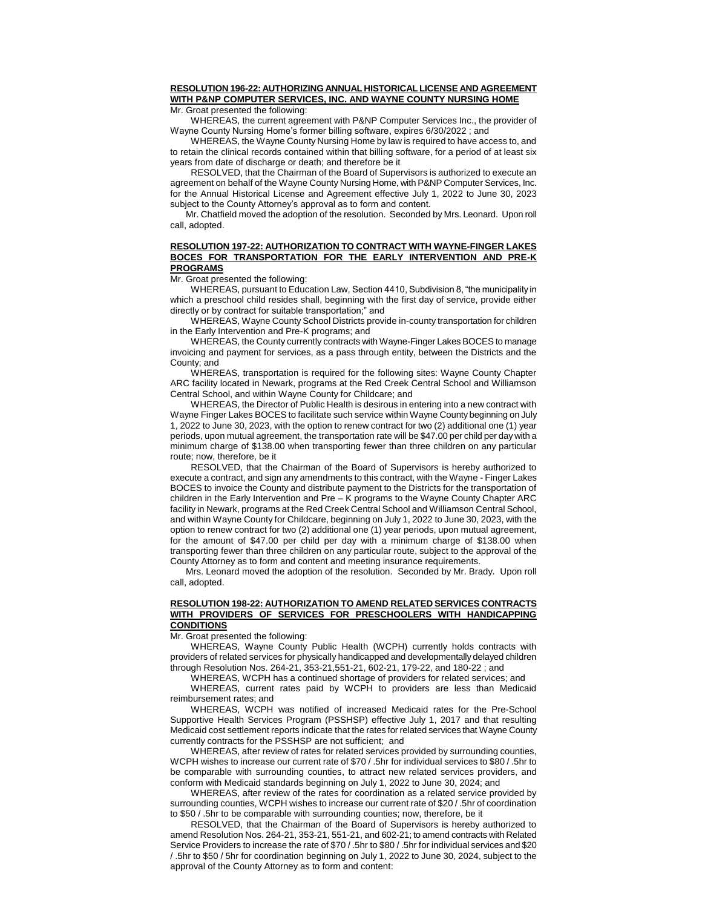**RESOLUTION 196-22: AUTHORIZING ANNUAL HISTORICAL LICENSE AND AGREEMENT WITH P&NP COMPUTER SERVICES, INC. AND WAYNE COUNTY NURSING HOME**

Mr. Groat presented the following:

WHEREAS, the current agreement with P&NP Computer Services Inc., the provider of Wayne County Nursing Home's former billing software, expires 6/30/2022 ; and

WHEREAS, the Wayne County Nursing Home by law is required to have access to, and to retain the clinical records contained within that billing software, for a period of at least six years from date of discharge or death; and therefore be it

RESOLVED, that the Chairman of the Board of Supervisors is authorized to execute an agreement on behalf of the Wayne County Nursing Home, with P&NP Computer Services, Inc. for the Annual Historical License and Agreement effective July 1, 2022 to June 30, 2023 subject to the County Attorney's approval as to form and content.

Mr. Chatfield moved the adoption of the resolution. Seconded by Mrs. Leonard. Upon roll call, adopted.

**RESOLUTION 197-22: AUTHORIZATION TO CONTRACT WITH WAYNE-FINGER LAKES BOCES FOR TRANSPORTATION FOR THE EARLY INTERVENTION AND PRE-K PROGRAMS**

Mr. Groat presented the following:

WHEREAS, pursuant to Education Law, Section 4410, Subdivision 8, "the municipality in which a preschool child resides shall, beginning with the first day of service, provide either directly or by contract for suitable transportation;" and

WHEREAS, Wayne County School Districts provide in-county transportation for children in the Early Intervention and Pre-K programs; and

WHEREAS, the County currently contracts with Wayne-Finger Lakes BOCES to manage invoicing and payment for services, as a pass through entity, between the Districts and the County; and

WHEREAS, transportation is required for the following sites: Wayne County Chapter ARC facility located in Newark, programs at the Red Creek Central School and Williamson Central School, and within Wayne County for Childcare; and

WHEREAS, the Director of Public Health is desirous in entering into a new contract with Wayne Finger Lakes BOCES to facilitate such service within Wayne County beginning on July 1, 2022 to June 30, 2023, with the option to renew contract for two (2) additional one (1) year periods, upon mutual agreement, the transportation rate will be $47.00 per child per day with a minimum charge of $138.00 when transporting fewer than three children on any particular route; now, therefore, be it

RESOLVED, that the Chairman of the Board of Supervisors is hereby authorized to execute a contract, and sign any amendments to this contract, with the Wayne - Finger Lakes BOCES to invoice the County and distribute payment to the Districts for the transportation of children in the Early Intervention and Pre – K programs to the Wayne County Chapter ARC facility in Newark, programs at the Red Creek Central School and Williamson Central School, and within Wayne County for Childcare, beginning on July 1, 2022 to June 30, 2023, with the option to renew contract for two (2) additional one (1) year periods, upon mutual agreement, for the amount of $47.00 per child per day with a minimum charge of $138.00 when transporting fewer than three children on any particular route, subject to the approval of the County Attorney as to form and content and meeting insurance requirements.

Mrs. Leonard moved the adoption of the resolution. Seconded by Mr. Brady. Upon roll call, adopted.

**RESOLUTION 198-22: AUTHORIZATION TO AMEND RELATED SERVICES CONTRACTS WITH PROVIDERS OF SERVICES FOR PRESCHOOLERS WITH HANDICAPPING CONDITIONS**

Mr. Groat presented the following:

WHEREAS, Wayne County Public Health (WCPH) currently holds contracts with providers of related services for physically handicapped and developmentally delayed children through Resolution Nos. 264-21, 353-21,551-21, 602-21, 179-22, and 180-22 ; and

WHEREAS, WCPH has a continued shortage of providers for related services; and

WHEREAS, current rates paid by WCPH to providers are less than Medicaid reimbursement rates; and

WHEREAS, WCPH was notified of increased Medicaid rates for the Pre-School Supportive Health Services Program (PSSHSP) effective July 1, 2017 and that resulting Medicaid cost settlement reports indicate that the rates for related services that Wayne County currently contracts for the PSSHSP are not sufficient; and

WHEREAS, after review of rates for related services provided by surrounding counties, WCPH wishes to increase our current rate of $70 / .5hr for individual services to $80 / .5hr to be comparable with surrounding counties, to attract new related services providers, and conform with Medicaid standards beginning on July 1, 2022 to June 30, 2024; and

WHEREAS, after review of the rates for coordination as a related service provided by surrounding counties, WCPH wishes to increase our current rate of $20 / .5hr of coordination to $50 / .5hr to be comparable with surrounding counties; now, therefore, be it

RESOLVED, that the Chairman of the Board of Supervisors is hereby authorized to amend Resolution Nos. 264-21, 353-21, 551-21, and 602-21; to amend contracts with Related Service Providers to increase the rate of $70 / .5hr to $80 / .5hr for individual services and $20 / .5hr to $50 / 5hr for coordination beginning on July 1, 2022 to June 30, 2024, subject to the approval of the County Attorney as to form and content: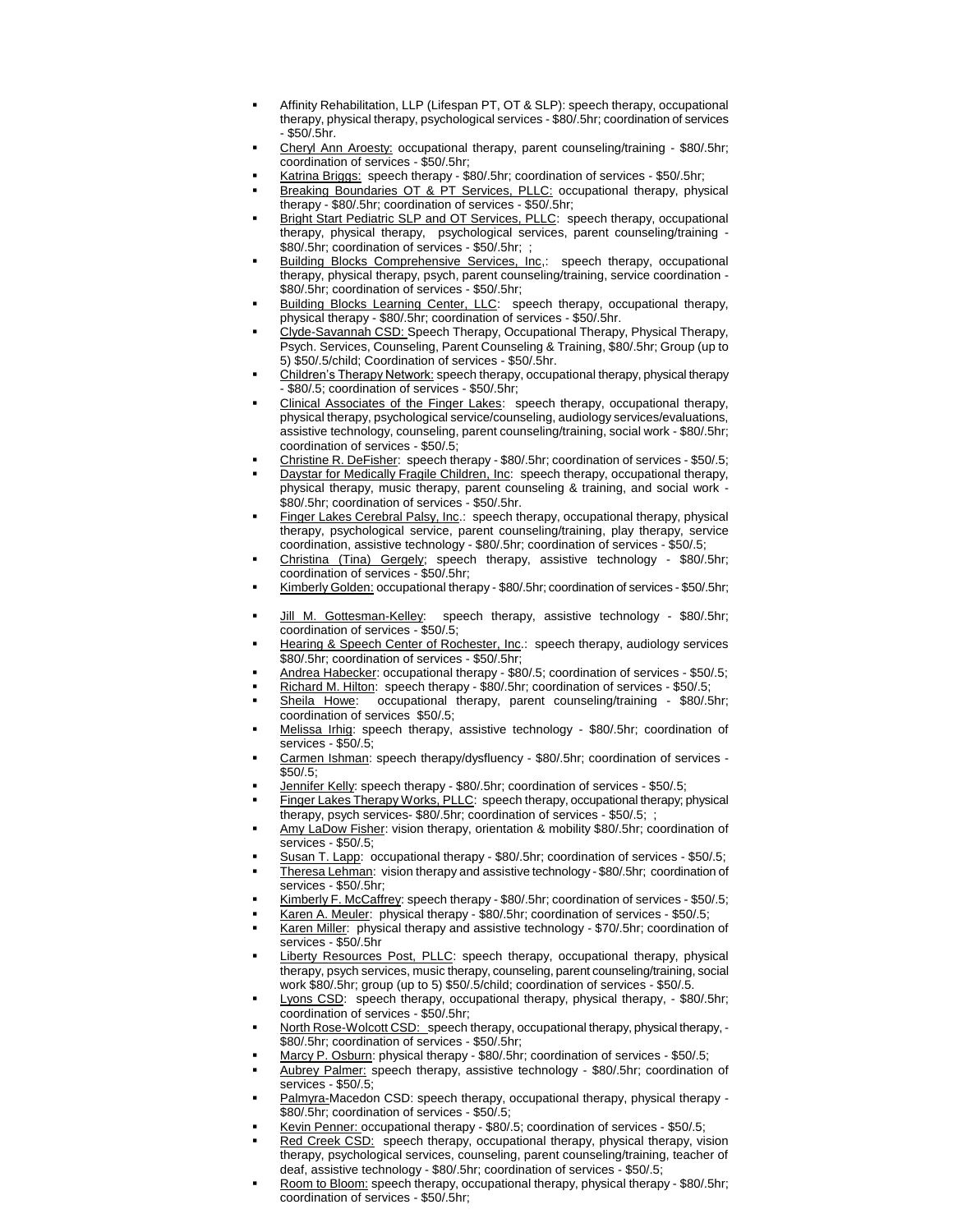- Affinity Rehabilitation, LLP (Lifespan PT, OT & SLP): speech therapy, occupational therapy, physical therapy, psychological services - $80/.5hr; coordination of services - $50/.5hr.
- Cheryl Ann Aroesty: occupational therapy, parent counseling/training - $80/.5hr; coordination of services - $50/.5hr;
- Katrina Briggs: speech therapy - $80/.5hr; coordination of services - $50/.5hr;
- Breaking Boundaries OT & PT Services, PLLC: occupational therapy, physical therapy - $80/.5hr; coordination of services - $50/.5hr;
- Bright Start Pediatric SLP and OT Services, PLLC: speech therapy, occupational therapy, physical therapy, psychological services, parent counseling/training - $80/.5hr; coordination of services - $50/.5hr; ;
- Building Blocks Comprehensive Services, Inc,: speech therapy, occupational therapy, physical therapy, psych, parent counseling/training, service coordination - $80/.5hr; coordination of services - $50/.5hr;
- Building Blocks Learning Center, LLC: speech therapy, occupational therapy, physical therapy - $80/.5hr; coordination of services - $50/.5hr.
- Clyde-Savannah CSD: Speech Therapy, Occupational Therapy, Physical Therapy, Psych. Services, Counseling, Parent Counseling & Training, $80/.5hr; Group (up to 5) $50/.5/child; Coordination of services - $50/.5hr.
- Children's Therapy Network: speech therapy, occupational therapy, physical therapy - $80/.5; coordination of services - $50/.5hr;
- Clinical Associates of the Finger Lakes: speech therapy, occupational therapy, physical therapy, psychological service/counseling, audiology services/evaluations, assistive technology, counseling, parent counseling/training, social work - $80/.5hr; coordination of services - $50/.5;
- Christine R. DeFisher: speech therapy - $80/.5hr; coordination of services - $50/.5;
- Daystar for Medically Fragile Children, Inc: speech therapy, occupational therapy, physical therapy, music therapy, parent counseling & training, and social work - $80/.5hr; coordination of services - $50/.5hr.
- Finger Lakes Cerebral Palsy, Inc.: speech therapy, occupational therapy, physical therapy, psychological service, parent counseling/training, play therapy, service coordination, assistive technology - $80/.5hr; coordination of services - $50/.5;
- Christina (Tina) Gergely; speech therapy, assistive technology - $80/.5hr; coordination of services - $50/.5hr;
- Kimberly Golden: occupational therapy - $80/.5hr; coordination of services - $50/.5hr;
- Jill M. Gottesman-Kelley: speech therapy, assistive technology - $80/.5hr; coordination of services - $50/.5;
- Hearing & Speech Center of Rochester, Inc.: speech therapy, audiology services $80/.5hr; coordination of services - $50/.5hr;
- Andrea Habecker: occupational therapy - $80/.5; coordination of services - $50/.5;
- Richard M. Hilton: speech therapy - $80/.5hr; coordination of services - $50/.5;
- Sheila Howe: occupational therapy, parent counseling/training - $80/.5hr; coordination of services $50/.5;
- Melissa Irhig: speech therapy, assistive technology - $80/.5hr; coordination of services - $50/.5;
- Carmen Ishman: speech therapy/dysfluency - $80/.5hr; coordination of services - $50/.5;
- Jennifer Kelly: speech therapy - $80/.5hr; coordination of services - $50/.5;
- Finger Lakes Therapy Works, PLLC: speech therapy, occupational therapy; physical therapy, psych services- $80/.5hr; coordination of services - $50/.5; ;
- Amy LaDow Fisher: vision therapy, orientation & mobility $80/.5hr; coordination of services - $50/.5;
- Susan T. Lapp: occupational therapy - $80/.5hr; coordination of services - $50/.5;
- Theresa Lehman: vision therapy and assistive technology - $80/.5hr; coordination of services - $50/.5hr;
- Kimberly F. McCaffrey: speech therapy - $80/.5hr; coordination of services - $50/.5;
- Karen A. Meuler: physical therapy - $80/.5hr; coordination of services - $50/.5;
- Karen Miller: physical therapy and assistive technology - $70/.5hr; coordination of services - $50/.5hr
- Liberty Resources Post, PLLC: speech therapy, occupational therapy, physical therapy, psych services, music therapy, counseling, parent counseling/training, social work $80/.5hr; group (up to 5) $50/.5/child; coordination of services - $50/.5.
- Lyons CSD: speech therapy, occupational therapy, physical therapy, - $80/.5hr; coordination of services - $50/.5hr;
- North Rose-Wolcott CSD: speech therapy, occupational therapy, physical therapy, - $80/.5hr; coordination of services - $50/.5hr;
- Marcy P. Osburn: physical therapy - $80/.5hr; coordination of services - $50/.5;
- Aubrey Palmer: speech therapy, assistive technology - $80/.5hr; coordination of services - $50/.5;
- Palmyra-Macedon CSD: speech therapy, occupational therapy, physical therapy - $80/.5hr; coordination of services - $50/.5;
- Kevin Penner: occupational therapy - $80/.5; coordination of services - $50/.5;
- Red Creek CSD: speech therapy, occupational therapy, physical therapy, vision therapy, psychological services, counseling, parent counseling/training, teacher of deaf, assistive technology - $80/.5hr; coordination of services - $50/.5;
- Room to Bloom: speech therapy, occupational therapy, physical therapy - $80/.5hr; coordination of services - $50/.5hr;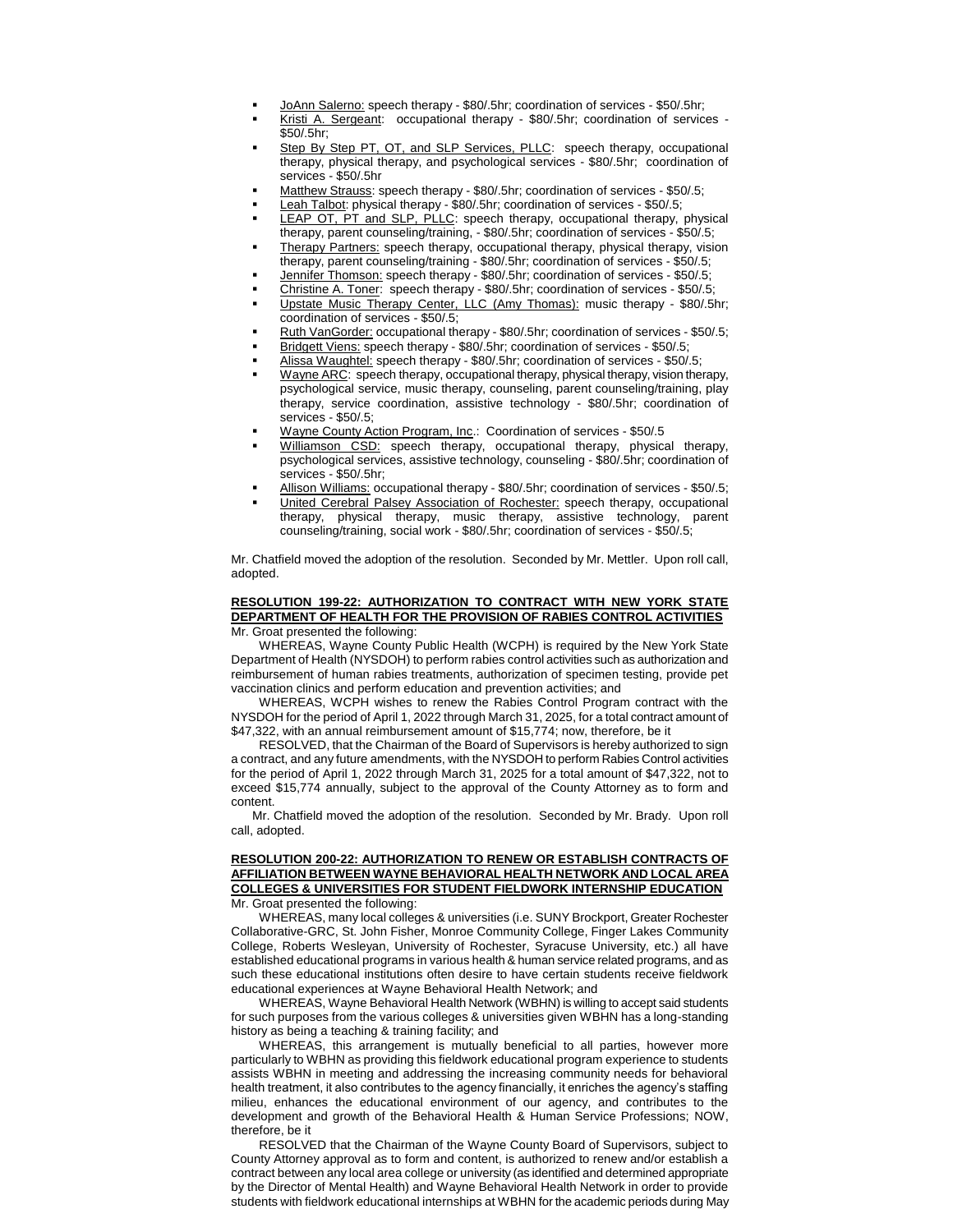- JoAnn Salerno: speech therapy - $80/.5hr; coordination of services - $50/.5hr;
- Kristi A. Sergeant: occupational therapy - $80/.5hr; coordination of services - $50/.5hr;
- Step By Step PT, OT, and SLP Services, PLLC: speech therapy, occupational therapy, physical therapy, and psychological services - $80/.5hr; coordination of services - $50/.5hr
- Matthew Strauss: speech therapy - $80/.5hr; coordination of services - $50/.5;
- Leah Talbot: physical therapy - $80/.5hr; coordination of services - $50/.5;
- LEAP OT, PT and SLP, PLLC: speech therapy, occupational therapy, physical therapy, parent counseling/training, - $80/.5hr; coordination of services - $50/.5;
- Therapy Partners: speech therapy, occupational therapy, physical therapy, vision therapy, parent counseling/training - $80/.5hr; coordination of services - $50/.5;
- Jennifer Thomson: speech therapy - $80/.5hr; coordination of services - $50/.5;
- Christine A. Toner: speech therapy - $80/.5hr; coordination of services - $50/.5;
- Upstate Music Therapy Center, LLC (Amy Thomas): music therapy - $80/.5hr; coordination of services - $50/.5;
- Ruth VanGorder: occupational therapy - $80/.5hr; coordination of services - $50/.5;
- Bridgett Viens: speech therapy - $80/.5hr; coordination of services - $50/.5;
- Alissa Waughtel: speech therapy - $80/.5hr; coordination of services - $50/.5;
- Wayne ARC: speech therapy, occupational therapy, physical therapy, vision therapy, psychological service, music therapy, counseling, parent counseling/training, play therapy, service coordination, assistive technology - $80/.5hr; coordination of services - $50/.5;
- Wayne County Action Program, Inc.: Coordination of services - $50/.5
- Williamson CSD: speech therapy, occupational therapy, physical therapy, psychological services, assistive technology, counseling - $80/.5hr; coordination of services - $50/.5hr;
- Allison Williams: occupational therapy - $80/.5hr; coordination of services - $50/.5;
- United Cerebral Palsey Association of Rochester: speech therapy, occupational therapy, physical therapy, music therapy, assistive technology, parent counseling/training, social work - $80/.5hr; coordination of services - $50/.5;

Mr. Chatfield moved the adoption of the resolution. Seconded by Mr. Mettler. Upon roll call, adopted.

**RESOLUTION 199-22: AUTHORIZATION TO CONTRACT WITH NEW YORK STATE DEPARTMENT OF HEALTH FOR THE PROVISION OF RABIES CONTROL ACTIVITIES**

Mr. Groat presented the following:

WHEREAS, Wayne County Public Health (WCPH) is required by the New York State Department of Health (NYSDOH) to perform rabies control activities such as authorization and reimbursement of human rabies treatments, authorization of specimen testing, provide pet vaccination clinics and perform education and prevention activities; and

WHEREAS, WCPH wishes to renew the Rabies Control Program contract with the NYSDOH for the period of April 1, 2022 through March 31, 2025, for a total contract amount of $47,322, with an annual reimbursement amount of $15,774; now, therefore, be it

RESOLVED, that the Chairman of the Board of Supervisors is hereby authorized to sign a contract, and any future amendments, with the NYSDOH to perform Rabies Control activities for the period of April 1, 2022 through March 31, 2025 for a total amount of $47,322, not to exceed $15,774 annually, subject to the approval of the County Attorney as to form and content.

Mr. Chatfield moved the adoption of the resolution. Seconded by Mr. Brady. Upon roll call, adopted.

**RESOLUTION 200-22: AUTHORIZATION TO RENEW OR ESTABLISH CONTRACTS OF AFFILIATION BETWEEN WAYNE BEHAVIORAL HEALTH NETWORK AND LOCAL AREA COLLEGES & UNIVERSITIES FOR STUDENT FIELDWORK INTERNSHIP EDUCATION**

Mr. Groat presented the following:

WHEREAS, many local colleges & universities (i.e. SUNY Brockport, Greater Rochester Collaborative-GRC, St. John Fisher, Monroe Community College, Finger Lakes Community College, Roberts Wesleyan, University of Rochester, Syracuse University, etc.) all have established educational programs in various health & human service related programs, and as such these educational institutions often desire to have certain students receive fieldwork educational experiences at Wayne Behavioral Health Network; and

WHEREAS, Wayne Behavioral Health Network (WBHN) is willing to accept said students for such purposes from the various colleges & universities given WBHN has a long-standing history as being a teaching & training facility; and

WHEREAS, this arrangement is mutually beneficial to all parties, however more particularly to WBHN as providing this fieldwork educational program experience to students assists WBHN in meeting and addressing the increasing community needs for behavioral health treatment, it also contributes to the agency financially, it enriches the agency's staffing milieu, enhances the educational environment of our agency, and contributes to the development and growth of the Behavioral Health & Human Service Professions; NOW, therefore, be it

RESOLVED that the Chairman of the Wayne County Board of Supervisors, subject to County Attorney approval as to form and content, is authorized to renew and/or establish a contract between any local area college or university (as identified and determined appropriate by the Director of Mental Health) and Wayne Behavioral Health Network in order to provide students with fieldwork educational internships at WBHN for the academic periods during May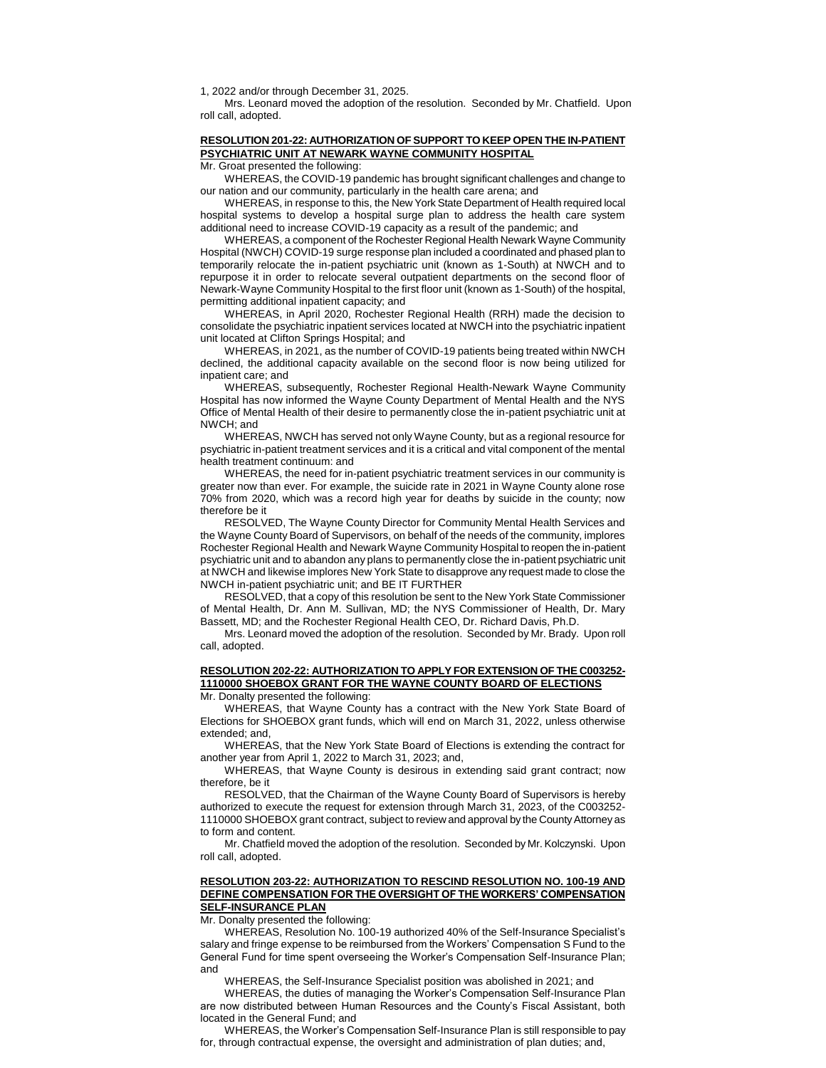1, 2022 and/or through December 31, 2025.

Mrs. Leonard moved the adoption of the resolution. Seconded by Mr. Chatfield. Upon roll call, adopted.

**RESOLUTION 201-22: AUTHORIZATION OF SUPPORT TO KEEP OPEN THE IN-PATIENT PSYCHIATRIC UNIT AT NEWARK WAYNE COMMUNITY HOSPITAL**

Mr. Groat presented the following:

WHEREAS, the COVID-19 pandemic has brought significant challenges and change to our nation and our community, particularly in the health care arena; and

WHEREAS, in response to this, the New York State Department of Health required local hospital systems to develop a hospital surge plan to address the health care system additional need to increase COVID-19 capacity as a result of the pandemic; and

WHEREAS, a component of the Rochester Regional Health Newark Wayne Community Hospital (NWCH) COVID-19 surge response plan included a coordinated and phased plan to temporarily relocate the in-patient psychiatric unit (known as 1-South) at NWCH and to repurpose it in order to relocate several outpatient departments on the second floor of Newark-Wayne Community Hospital to the first floor unit (known as 1-South) of the hospital, permitting additional inpatient capacity; and

WHEREAS, in April 2020, Rochester Regional Health (RRH) made the decision to consolidate the psychiatric inpatient services located at NWCH into the psychiatric inpatient unit located at Clifton Springs Hospital; and

WHEREAS, in 2021, as the number of COVID-19 patients being treated within NWCH declined, the additional capacity available on the second floor is now being utilized for inpatient care; and

WHEREAS, subsequently, Rochester Regional Health-Newark Wayne Community Hospital has now informed the Wayne County Department of Mental Health and the NYS Office of Mental Health of their desire to permanently close the in-patient psychiatric unit at NWCH; and

WHEREAS, NWCH has served not only Wayne County, but as a regional resource for psychiatric in-patient treatment services and it is a critical and vital component of the mental health treatment continuum: and

WHEREAS, the need for in-patient psychiatric treatment services in our community is greater now than ever. For example, the suicide rate in 2021 in Wayne County alone rose 70% from 2020, which was a record high year for deaths by suicide in the county; now therefore be it

RESOLVED, The Wayne County Director for Community Mental Health Services and the Wayne County Board of Supervisors, on behalf of the needs of the community, implores Rochester Regional Health and Newark Wayne Community Hospital to reopen the in-patient psychiatric unit and to abandon any plans to permanently close the in-patient psychiatric unit at NWCH and likewise implores New York State to disapprove any request made to close the NWCH in-patient psychiatric unit; and BE IT FURTHER

RESOLVED, that a copy of this resolution be sent to the New York State Commissioner of Mental Health, Dr. Ann M. Sullivan, MD; the NYS Commissioner of Health, Dr. Mary Bassett, MD; and the Rochester Regional Health CEO, Dr. Richard Davis, Ph.D.

Mrs. Leonard moved the adoption of the resolution. Seconded by Mr. Brady. Upon roll call, adopted.

**RESOLUTION 202-22: AUTHORIZATION TO APPLY FOR EXTENSION OF THE C003252-1110000 SHOEBOX GRANT FOR THE WAYNE COUNTY BOARD OF ELECTIONS**

Mr. Donalty presented the following:

WHEREAS, that Wayne County has a contract with the New York State Board of Elections for SHOEBOX grant funds, which will end on March 31, 2022, unless otherwise extended; and,

WHEREAS, that the New York State Board of Elections is extending the contract for another year from April 1, 2022 to March 31, 2023; and,

WHEREAS, that Wayne County is desirous in extending said grant contract; now therefore, be it

RESOLVED, that the Chairman of the Wayne County Board of Supervisors is hereby authorized to execute the request for extension through March 31, 2023, of the C003252-1110000 SHOEBOX grant contract, subject to review and approval by the County Attorney as to form and content.

Mr. Chatfield moved the adoption of the resolution. Seconded by Mr. Kolczynski. Upon roll call, adopted.

**RESOLUTION 203-22: AUTHORIZATION TO RESCIND RESOLUTION NO. 100-19 AND DEFINE COMPENSATION FOR THE OVERSIGHT OF THE WORKERS' COMPENSATION SELF-INSURANCE PLAN**

Mr. Donalty presented the following:

WHEREAS, Resolution No. 100-19 authorized 40% of the Self-Insurance Specialist's salary and fringe expense to be reimbursed from the Workers' Compensation S Fund to the General Fund for time spent overseeing the Worker's Compensation Self-Insurance Plan; and

WHEREAS, the Self-Insurance Specialist position was abolished in 2021; and

WHEREAS, the duties of managing the Worker's Compensation Self-Insurance Plan are now distributed between Human Resources and the County's Fiscal Assistant, both located in the General Fund; and

WHEREAS, the Worker's Compensation Self-Insurance Plan is still responsible to pay for, through contractual expense, the oversight and administration of plan duties; and,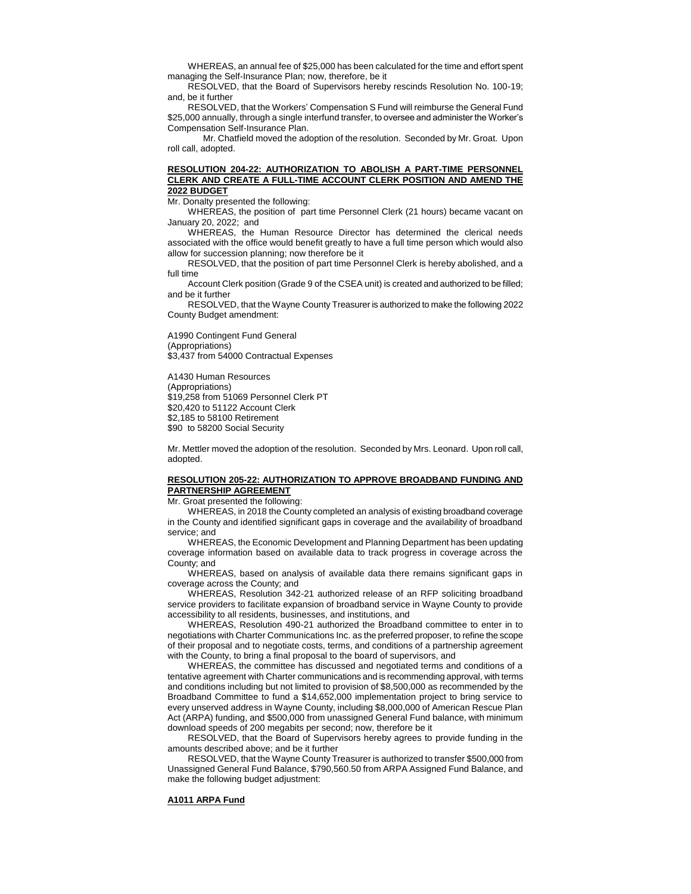WHEREAS, an annual fee of $25,000 has been calculated for the time and effort spent managing the Self-Insurance Plan; now, therefore, be it

RESOLVED, that the Board of Supervisors hereby rescinds Resolution No. 100-19; and, be it further

RESOLVED, that the Workers' Compensation S Fund will reimburse the General Fund $25,000 annually, through a single interfund transfer, to oversee and administer the Worker's Compensation Self-Insurance Plan.

Mr. Chatfield moved the adoption of the resolution. Seconded by Mr. Groat. Upon roll call, adopted.

**RESOLUTION 204-22: AUTHORIZATION TO ABOLISH A PART-TIME PERSONNEL CLERK AND CREATE A FULL-TIME ACCOUNT CLERK POSITION AND AMEND THE 2022 BUDGET**

Mr. Donalty presented the following:

WHEREAS, the position of part time Personnel Clerk (21 hours) became vacant on January 20, 2022; and

WHEREAS, the Human Resource Director has determined the clerical needs associated with the office would benefit greatly to have a full time person which would also allow for succession planning; now therefore be it

RESOLVED, that the position of part time Personnel Clerk is hereby abolished, and a full time

Account Clerk position (Grade 9 of the CSEA unit) is created and authorized to be filled; and be it further

RESOLVED, that the Wayne County Treasurer is authorized to make the following 2022 County Budget amendment:

A1990 Contingent Fund General
(Appropriations)
$3,437 from 54000 Contractual Expenses

A1430 Human Resources
(Appropriations)
$19,258 from 51069 Personnel Clerk PT
$20,420 to 51122 Account Clerk
$2,185 to 58100 Retirement
$90 to 58200 Social Security

Mr. Mettler moved the adoption of the resolution. Seconded by Mrs. Leonard. Upon roll call, adopted.

**RESOLUTION 205-22: AUTHORIZATION TO APPROVE BROADBAND FUNDING AND PARTNERSHIP AGREEMENT**

Mr. Groat presented the following:

WHEREAS, in 2018 the County completed an analysis of existing broadband coverage in the County and identified significant gaps in coverage and the availability of broadband service; and

WHEREAS, the Economic Development and Planning Department has been updating coverage information based on available data to track progress in coverage across the County; and

WHEREAS, based on analysis of available data there remains significant gaps in coverage across the County; and

WHEREAS, Resolution 342-21 authorized release of an RFP soliciting broadband service providers to facilitate expansion of broadband service in Wayne County to provide accessibility to all residents, businesses, and institutions, and

WHEREAS, Resolution 490-21 authorized the Broadband committee to enter in to negotiations with Charter Communications Inc. as the preferred proposer, to refine the scope of their proposal and to negotiate costs, terms, and conditions of a partnership agreement with the County, to bring a final proposal to the board of supervisors, and

WHEREAS, the committee has discussed and negotiated terms and conditions of a tentative agreement with Charter communications and is recommending approval, with terms and conditions including but not limited to provision of $8,500,000 as recommended by the Broadband Committee to fund a $14,652,000 implementation project to bring service to every unserved address in Wayne County, including $8,000,000 of American Rescue Plan Act (ARPA) funding, and $500,000 from unassigned General Fund balance, with minimum download speeds of 200 megabits per second; now, therefore be it

RESOLVED, that the Board of Supervisors hereby agrees to provide funding in the amounts described above; and be it further

RESOLVED, that the Wayne County Treasurer is authorized to transfer $500,000 from Unassigned General Fund Balance, $790,560.50 from ARPA Assigned Fund Balance, and make the following budget adjustment:

**A1011 ARPA Fund**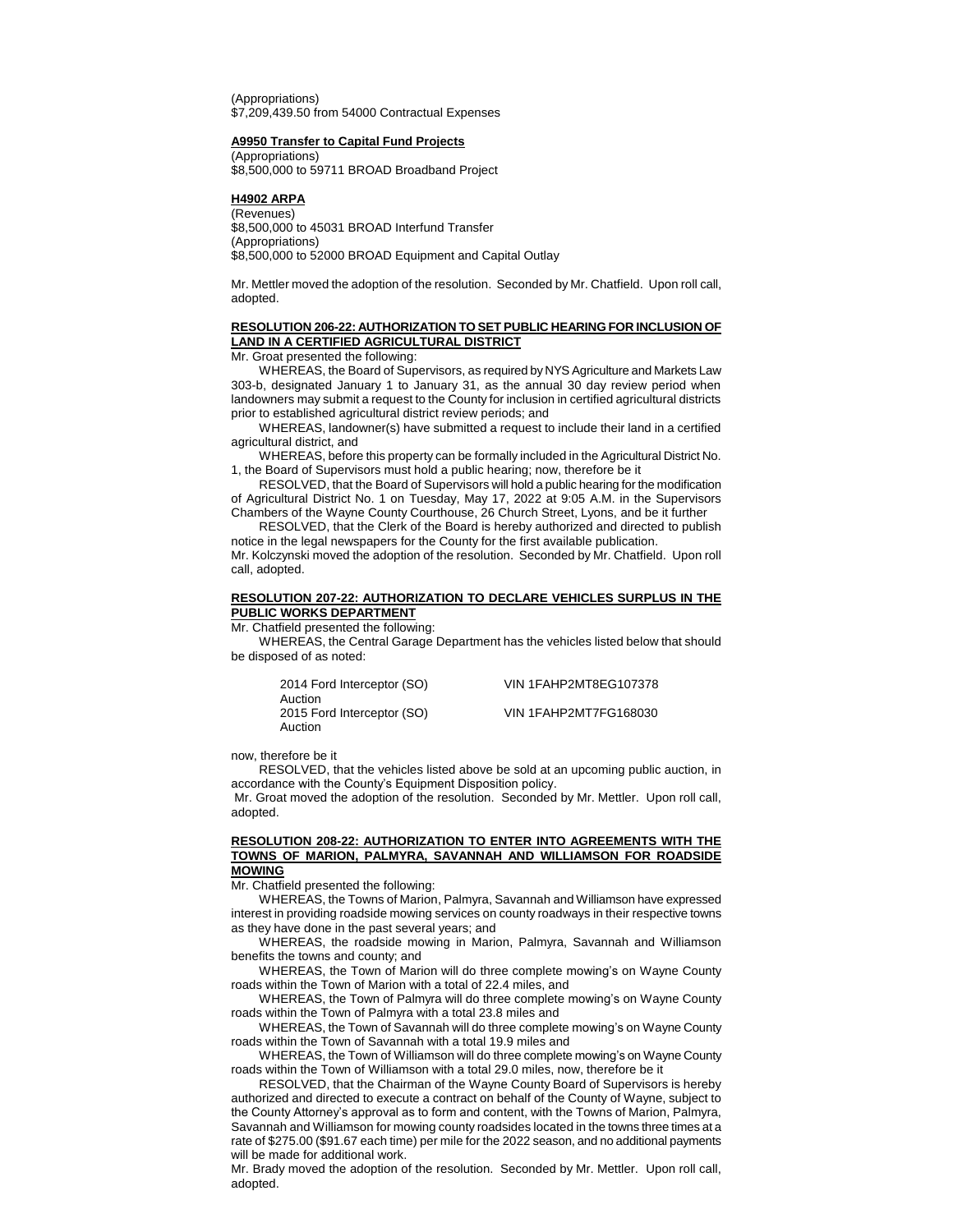(Appropriations)
$7,209,439.50 from 54000 Contractual Expenses

**A9950 Transfer to Capital Fund Projects**
(Appropriations)
$8,500,000 to 59711 BROAD Broadband Project

**H4902 ARPA**
(Revenues)
$8,500,000 to 45031 BROAD Interfund Transfer
(Appropriations)
$8,500,000 to 52000 BROAD Equipment and Capital Outlay

Mr. Mettler moved the adoption of the resolution. Seconded by Mr. Chatfield. Upon roll call, adopted.

**RESOLUTION 206-22: AUTHORIZATION TO SET PUBLIC HEARING FOR INCLUSION OF LAND IN A CERTIFIED AGRICULTURAL DISTRICT**

Mr. Groat presented the following:

WHEREAS, the Board of Supervisors, as required by NYS Agriculture and Markets Law 303-b, designated January 1 to January 31, as the annual 30 day review period when landowners may submit a request to the County for inclusion in certified agricultural districts prior to established agricultural district review periods; and

WHEREAS, landowner(s) have submitted a request to include their land in a certified agricultural district, and

WHEREAS, before this property can be formally included in the Agricultural District No. 1, the Board of Supervisors must hold a public hearing; now, therefore be it

RESOLVED, that the Board of Supervisors will hold a public hearing for the modification of Agricultural District No. 1 on Tuesday, May 17, 2022 at 9:05 A.M. in the Supervisors Chambers of the Wayne County Courthouse, 26 Church Street, Lyons, and be it further

RESOLVED, that the Clerk of the Board is hereby authorized and directed to publish notice in the legal newspapers for the County for the first available publication.

Mr. Kolczynski moved the adoption of the resolution. Seconded by Mr. Chatfield. Upon roll call, adopted.

**RESOLUTION 207-22: AUTHORIZATION TO DECLARE VEHICLES SURPLUS IN THE PUBLIC WORKS DEPARTMENT**

Mr. Chatfield presented the following:

WHEREAS, the Central Garage Department has the vehicles listed below that should be disposed of as noted:

| | |
|---|---|
| 2014 Ford Interceptor (SO) Auction | VIN 1FAHP2MT8EG107378 |
| 2015 Ford Interceptor (SO) Auction | VIN 1FAHP2MT7FG168030 |

now, therefore be it

RESOLVED, that the vehicles listed above be sold at an upcoming public auction, in accordance with the County's Equipment Disposition policy.

Mr. Groat moved the adoption of the resolution. Seconded by Mr. Mettler. Upon roll call, adopted.

**RESOLUTION 208-22: AUTHORIZATION TO ENTER INTO AGREEMENTS WITH THE TOWNS OF MARION, PALMYRA, SAVANNAH AND WILLIAMSON FOR ROADSIDE MOWING**

Mr. Chatfield presented the following:

WHEREAS, the Towns of Marion, Palmyra, Savannah and Williamson have expressed interest in providing roadside mowing services on county roadways in their respective towns as they have done in the past several years; and

WHEREAS, the roadside mowing in Marion, Palmyra, Savannah and Williamson benefits the towns and county; and

WHEREAS, the Town of Marion will do three complete mowing's on Wayne County roads within the Town of Marion with a total of 22.4 miles, and

WHEREAS, the Town of Palmyra will do three complete mowing's on Wayne County roads within the Town of Palmyra with a total 23.8 miles and

WHEREAS, the Town of Savannah will do three complete mowing's on Wayne County roads within the Town of Savannah with a total 19.9 miles and

WHEREAS, the Town of Williamson will do three complete mowing's on Wayne County roads within the Town of Williamson with a total 29.0 miles, now, therefore be it

RESOLVED, that the Chairman of the Wayne County Board of Supervisors is hereby authorized and directed to execute a contract on behalf of the County of Wayne, subject to the County Attorney's approval as to form and content, with the Towns of Marion, Palmyra, Savannah and Williamson for mowing county roadsides located in the towns three times at a rate of $275.00 ($91.67 each time) per mile for the 2022 season, and no additional payments will be made for additional work.

Mr. Brady moved the adoption of the resolution. Seconded by Mr. Mettler. Upon roll call, adopted.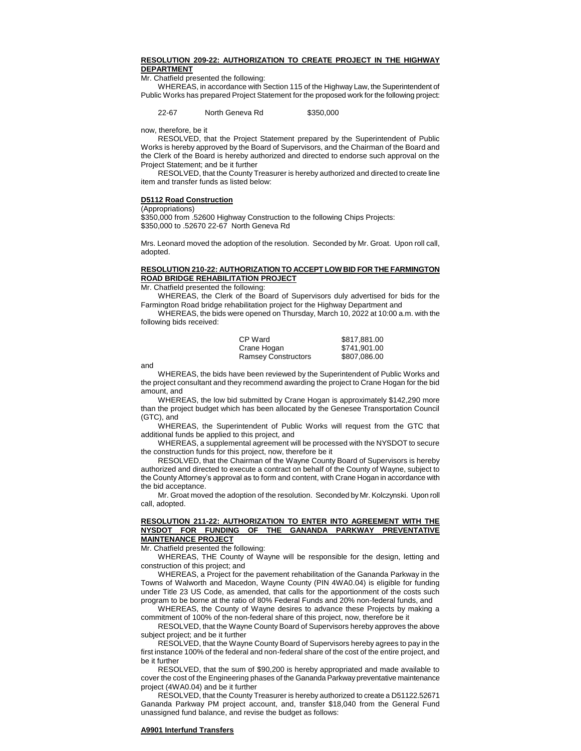**RESOLUTION 209-22: AUTHORIZATION TO CREATE PROJECT IN THE HIGHWAY DEPARTMENT**

Mr. Chatfield presented the following:

WHEREAS, in accordance with Section 115 of the Highway Law, the Superintendent of Public Works has prepared Project Statement for the proposed work for the following project:

| | | |
|---|---|---|
| 22-67 | North Geneva Rd | \$350,000 |

now, therefore, be it

RESOLVED, that the Project Statement prepared by the Superintendent of Public Works is hereby approved by the Board of Supervisors, and the Chairman of the Board and the Clerk of the Board is hereby authorized and directed to endorse such approval on the Project Statement; and be it further

RESOLVED, that the County Treasurer is hereby authorized and directed to create line item and transfer funds as listed below:

**D5112 Road Construction**

(Appropriations)
\$350,000 from .52600 Highway Construction to the following Chips Projects:
\$350,000 to .52670 22-67 North Geneva Rd

Mrs. Leonard moved the adoption of the resolution. Seconded by Mr. Groat. Upon roll call, adopted.

**RESOLUTION 210-22: AUTHORIZATION TO ACCEPT LOW BID FOR THE FARMINGTON ROAD BRIDGE REHABILITATION PROJECT**

Mr. Chatfield presented the following:

WHEREAS, the Clerk of the Board of Supervisors duly advertised for bids for the Farmington Road bridge rehabilitation project for the Highway Department and

WHEREAS, the bids were opened on Thursday, March 10, 2022 at 10:00 a.m. with the following bids received:

| | |
|---|---|
| CP Ward | \$817,881.00 |
| Crane Hogan | \$741,901.00 |
| Ramsey Constructors | \$807,086.00 |

and

WHEREAS, the bids have been reviewed by the Superintendent of Public Works and the project consultant and they recommend awarding the project to Crane Hogan for the bid amount, and

WHEREAS, the low bid submitted by Crane Hogan is approximately \$142,290 more than the project budget which has been allocated by the Genesee Transportation Council (GTC), and

WHEREAS, the Superintendent of Public Works will request from the GTC that additional funds be applied to this project, and

WHEREAS, a supplemental agreement will be processed with the NYSDOT to secure the construction funds for this project, now, therefore be it

RESOLVED, that the Chairman of the Wayne County Board of Supervisors is hereby authorized and directed to execute a contract on behalf of the County of Wayne, subject to the County Attorney's approval as to form and content, with Crane Hogan in accordance with the bid acceptance.

Mr. Groat moved the adoption of the resolution. Seconded by Mr. Kolczynski. Upon roll call, adopted.

**RESOLUTION 211-22: AUTHORIZATION TO ENTER INTO AGREEMENT WITH THE NYSDOT FOR FUNDING OF THE GANANDA PARKWAY PREVENTATIVE MAINTENANCE PROJECT**

Mr. Chatfield presented the following:

WHEREAS, THE County of Wayne will be responsible for the design, letting and construction of this project; and

WHEREAS, a Project for the pavement rehabilitation of the Gananda Parkway in the Towns of Walworth and Macedon, Wayne County (PIN 4WA0.04) is eligible for funding under Title 23 US Code, as amended, that calls for the apportionment of the costs such program to be borne at the ratio of 80% Federal Funds and 20% non-federal funds, and

WHEREAS, the County of Wayne desires to advance these Projects by making a commitment of 100% of the non-federal share of this project, now, therefore be it

RESOLVED, that the Wayne County Board of Supervisors hereby approves the above subject project; and be it further

RESOLVED, that the Wayne County Board of Supervisors hereby agrees to pay in the first instance 100% of the federal and non-federal share of the cost of the entire project, and be it further

RESOLVED, that the sum of \$90,200 is hereby appropriated and made available to cover the cost of the Engineering phases of the Gananda Parkway preventative maintenance project (4WA0.04) and be it further

RESOLVED, that the County Treasurer is hereby authorized to create a D51122.52671 Gananda Parkway PM project account, and, transfer \$18,040 from the General Fund unassigned fund balance, and revise the budget as follows:

**A9901 Interfund Transfers**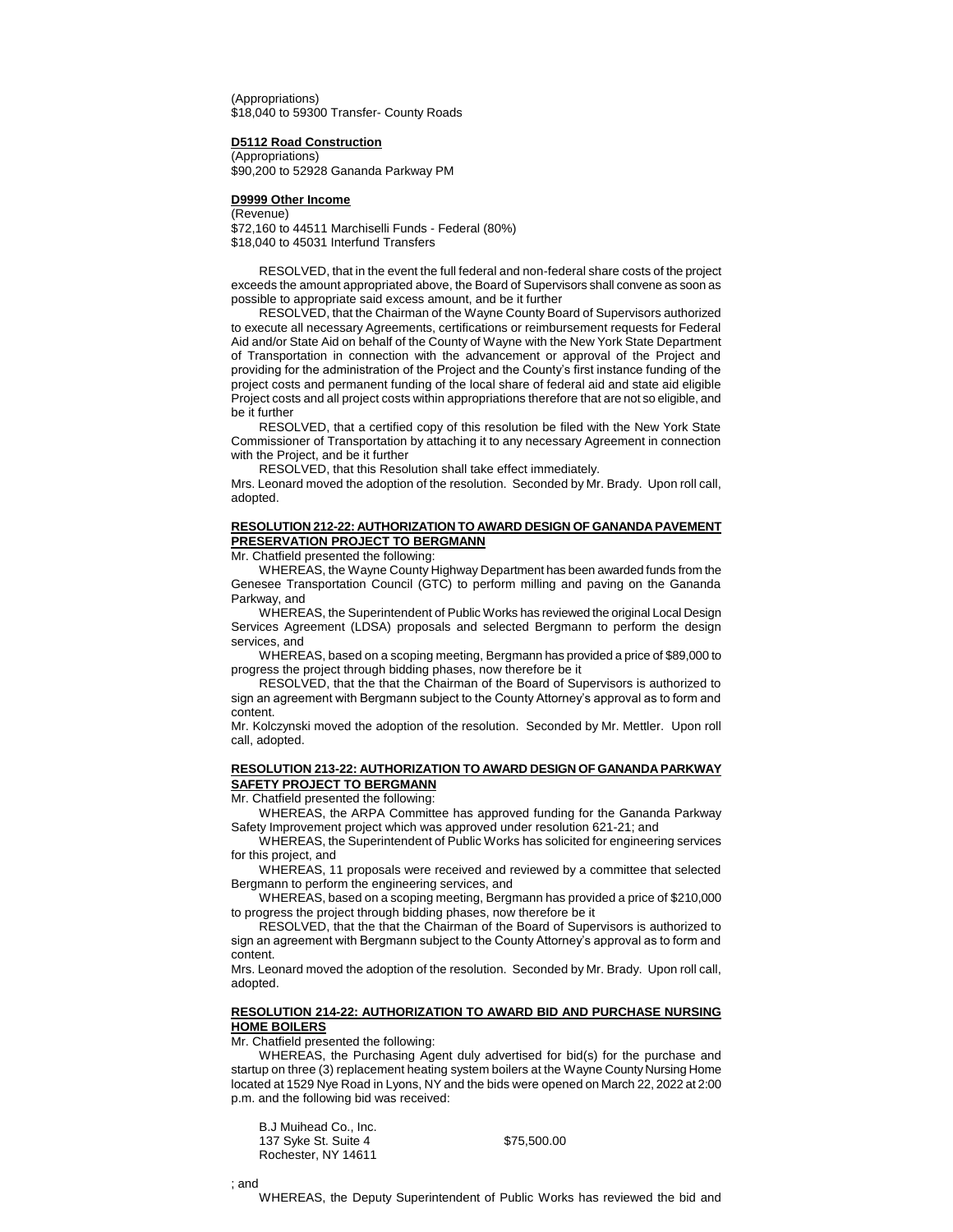(Appropriations)
$18,040 to 59300 Transfer- County Roads

**D5112 Road Construction**
(Appropriations)
$90,200 to 52928 Gananda Parkway PM

**D9999 Other Income**
(Revenue)
$72,160 to 44511 Marchiselli Funds - Federal (80%)
$18,040 to 45031 Interfund Transfers

RESOLVED, that in the event the full federal and non-federal share costs of the project exceeds the amount appropriated above, the Board of Supervisors shall convene as soon as possible to appropriate said excess amount, and be it further

RESOLVED, that the Chairman of the Wayne County Board of Supervisors authorized to execute all necessary Agreements, certifications or reimbursement requests for Federal Aid and/or State Aid on behalf of the County of Wayne with the New York State Department of Transportation in connection with the advancement or approval of the Project and providing for the administration of the Project and the County's first instance funding of the project costs and permanent funding of the local share of federal aid and state aid eligible Project costs and all project costs within appropriations therefore that are not so eligible, and be it further

RESOLVED, that a certified copy of this resolution be filed with the New York State Commissioner of Transportation by attaching it to any necessary Agreement in connection with the Project, and be it further

RESOLVED, that this Resolution shall take effect immediately.

Mrs. Leonard moved the adoption of the resolution. Seconded by Mr. Brady. Upon roll call, adopted.

**RESOLUTION 212-22: AUTHORIZATION TO AWARD DESIGN OF GANANDA PAVEMENT PRESERVATION PROJECT TO BERGMANN**

Mr. Chatfield presented the following:

WHEREAS, the Wayne County Highway Department has been awarded funds from the Genesee Transportation Council (GTC) to perform milling and paving on the Gananda Parkway, and

WHEREAS, the Superintendent of Public Works has reviewed the original Local Design Services Agreement (LDSA) proposals and selected Bergmann to perform the design services, and

WHEREAS, based on a scoping meeting, Bergmann has provided a price of $89,000 to progress the project through bidding phases, now therefore be it

RESOLVED, that the that the Chairman of the Board of Supervisors is authorized to sign an agreement with Bergmann subject to the County Attorney's approval as to form and content.

Mr. Kolczynski moved the adoption of the resolution. Seconded by Mr. Mettler. Upon roll call, adopted.

**RESOLUTION 213-22: AUTHORIZATION TO AWARD DESIGN OF GANANDA PARKWAY SAFETY PROJECT TO BERGMANN**

Mr. Chatfield presented the following:

WHEREAS, the ARPA Committee has approved funding for the Gananda Parkway Safety Improvement project which was approved under resolution 621-21; and

WHEREAS, the Superintendent of Public Works has solicited for engineering services for this project, and

WHEREAS, 11 proposals were received and reviewed by a committee that selected Bergmann to perform the engineering services, and

WHEREAS, based on a scoping meeting, Bergmann has provided a price of $210,000 to progress the project through bidding phases, now therefore be it

RESOLVED, that the that the Chairman of the Board of Supervisors is authorized to sign an agreement with Bergmann subject to the County Attorney's approval as to form and content.

Mrs. Leonard moved the adoption of the resolution. Seconded by Mr. Brady. Upon roll call, adopted.

**RESOLUTION 214-22: AUTHORIZATION TO AWARD BID AND PURCHASE NURSING HOME BOILERS**

Mr. Chatfield presented the following:

WHEREAS, the Purchasing Agent duly advertised for bid(s) for the purchase and startup on three (3) replacement heating system boilers at the Wayne County Nursing Home located at 1529 Nye Road in Lyons, NY and the bids were opened on March 22, 2022 at 2:00 p.m. and the following bid was received:

| | |
|---|---|
| B.J Muihead Co., Inc.<br>137 Syke St. Suite 4<br>Rochester, NY 14611 | $75,500.00 |

; and

WHEREAS, the Deputy Superintendent of Public Works has reviewed the bid and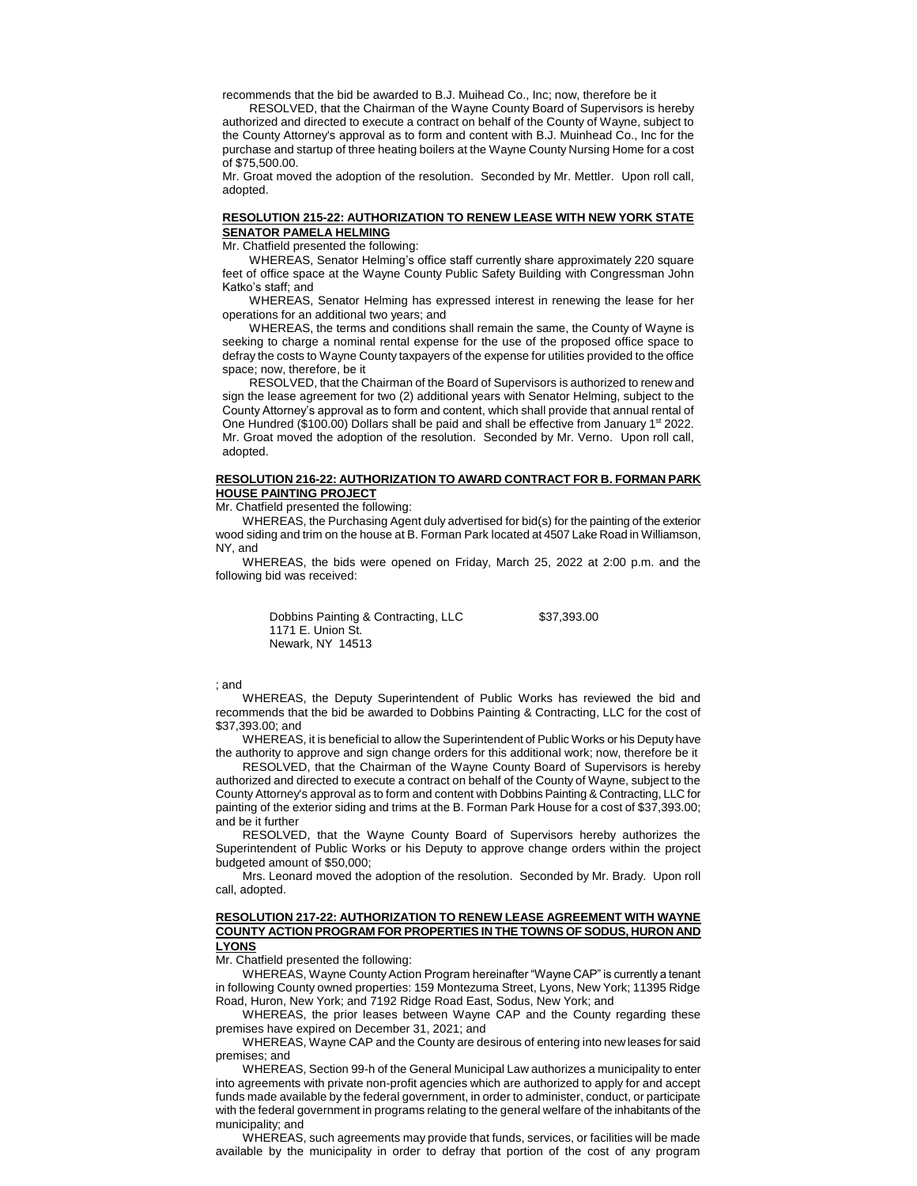recommends that the bid be awarded to B.J. Muihead Co., Inc; now, therefore be it

RESOLVED, that the Chairman of the Wayne County Board of Supervisors is hereby authorized and directed to execute a contract on behalf of the County of Wayne, subject to the County Attorney's approval as to form and content with B.J. Muinhead Co., Inc for the purchase and startup of three heating boilers at the Wayne County Nursing Home for a cost of $75,500.00.

Mr. Groat moved the adoption of the resolution. Seconded by Mr. Mettler. Upon roll call, adopted.

**RESOLUTION 215-22: AUTHORIZATION TO RENEW LEASE WITH NEW YORK STATE SENATOR PAMELA HELMING**

Mr. Chatfield presented the following:

WHEREAS, Senator Helming's office staff currently share approximately 220 square feet of office space at the Wayne County Public Safety Building with Congressman John Katko's staff; and

WHEREAS, Senator Helming has expressed interest in renewing the lease for her operations for an additional two years; and

WHEREAS, the terms and conditions shall remain the same, the County of Wayne is seeking to charge a nominal rental expense for the use of the proposed office space to defray the costs to Wayne County taxpayers of the expense for utilities provided to the office space; now, therefore, be it

RESOLVED, that the Chairman of the Board of Supervisors is authorized to renew and sign the lease agreement for two (2) additional years with Senator Helming, subject to the County Attorney's approval as to form and content, which shall provide that annual rental of One Hundred ($100.00) Dollars shall be paid and shall be effective from January 1st 2022.

Mr. Groat moved the adoption of the resolution. Seconded by Mr. Verno. Upon roll call, adopted.

**RESOLUTION 216-22: AUTHORIZATION TO AWARD CONTRACT FOR B. FORMAN PARK HOUSE PAINTING PROJECT**

Mr. Chatfield presented the following:

WHEREAS, the Purchasing Agent duly advertised for bid(s) for the painting of the exterior wood siding and trim on the house at B. Forman Park located at 4507 Lake Road in Williamson, NY, and

WHEREAS, the bids were opened on Friday, March 25, 2022 at 2:00 p.m. and the following bid was received:

Dobbins Painting & Contracting, LLC $37,393.00
1171 E. Union St.
Newark, NY 14513

; and

WHEREAS, the Deputy Superintendent of Public Works has reviewed the bid and recommends that the bid be awarded to Dobbins Painting & Contracting, LLC for the cost of $37,393.00; and

WHEREAS, it is beneficial to allow the Superintendent of Public Works or his Deputy have the authority to approve and sign change orders for this additional work; now, therefore be it

RESOLVED, that the Chairman of the Wayne County Board of Supervisors is hereby authorized and directed to execute a contract on behalf of the County of Wayne, subject to the County Attorney's approval as to form and content with Dobbins Painting & Contracting, LLC for painting of the exterior siding and trims at the B. Forman Park House for a cost of $37,393.00; and be it further

RESOLVED, that the Wayne County Board of Supervisors hereby authorizes the Superintendent of Public Works or his Deputy to approve change orders within the project budgeted amount of $50,000;

Mrs. Leonard moved the adoption of the resolution. Seconded by Mr. Brady. Upon roll call, adopted.

**RESOLUTION 217-22: AUTHORIZATION TO RENEW LEASE AGREEMENT WITH WAYNE COUNTY ACTION PROGRAM FOR PROPERTIES IN THE TOWNS OF SODUS, HURON AND LYONS**

Mr. Chatfield presented the following:

WHEREAS, Wayne County Action Program hereinafter "Wayne CAP" is currently a tenant in following County owned properties: 159 Montezuma Street, Lyons, New York; 11395 Ridge Road, Huron, New York; and 7192 Ridge Road East, Sodus, New York; and

WHEREAS, the prior leases between Wayne CAP and the County regarding these premises have expired on December 31, 2021; and

WHEREAS, Wayne CAP and the County are desirous of entering into new leases for said premises; and

WHEREAS, Section 99-h of the General Municipal Law authorizes a municipality to enter into agreements with private non-profit agencies which are authorized to apply for and accept funds made available by the federal government, in order to administer, conduct, or participate with the federal government in programs relating to the general welfare of the inhabitants of the municipality; and

WHEREAS, such agreements may provide that funds, services, or facilities will be made available by the municipality in order to defray that portion of the cost of any program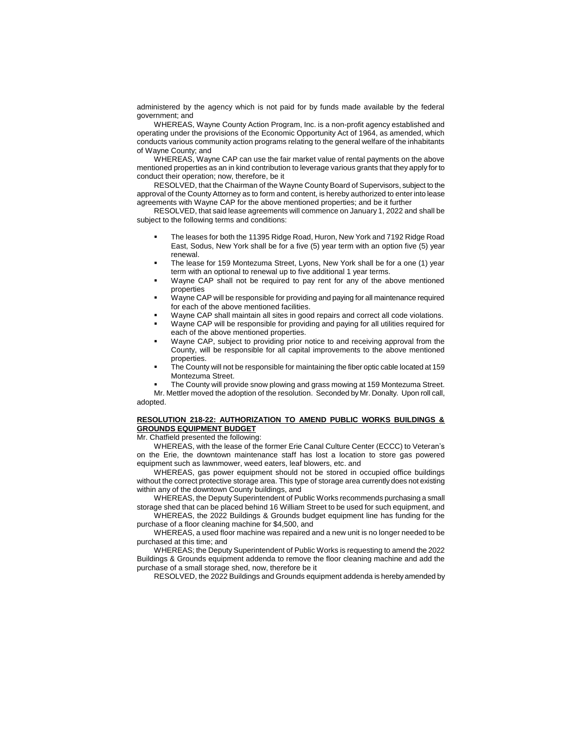administered by the agency which is not paid for by funds made available by the federal government; and

WHEREAS, Wayne County Action Program, Inc. is a non-profit agency established and operating under the provisions of the Economic Opportunity Act of 1964, as amended, which conducts various community action programs relating to the general welfare of the inhabitants of Wayne County; and

WHEREAS, Wayne CAP can use the fair market value of rental payments on the above mentioned properties as an in kind contribution to leverage various grants that they apply for to conduct their operation; now, therefore, be it

RESOLVED, that the Chairman of the Wayne County Board of Supervisors, subject to the approval of the County Attorney as to form and content, is hereby authorized to enter into lease agreements with Wayne CAP for the above mentioned properties; and be it further

RESOLVED, that said lease agreements will commence on January 1, 2022 and shall be subject to the following terms and conditions:

- The leases for both the 11395 Ridge Road, Huron, New York and 7192 Ridge Road East, Sodus, New York shall be for a five (5) year term with an option five (5) year renewal.
- The lease for 159 Montezuma Street, Lyons, New York shall be for a one (1) year term with an optional to renewal up to five additional 1 year terms.
- Wayne CAP shall not be required to pay rent for any of the above mentioned properties
- Wayne CAP will be responsible for providing and paying for all maintenance required for each of the above mentioned facilities.
- Wayne CAP shall maintain all sites in good repairs and correct all code violations.
- Wayne CAP will be responsible for providing and paying for all utilities required for each of the above mentioned properties.
- Wayne CAP, subject to providing prior notice to and receiving approval from the County, will be responsible for all capital improvements to the above mentioned properties.
- The County will not be responsible for maintaining the fiber optic cable located at 159 Montezuma Street.
- The County will provide snow plowing and grass mowing at 159 Montezuma Street.

Mr. Mettler moved the adoption of the resolution. Seconded by Mr. Donalty. Upon roll call, adopted.

**RESOLUTION 218-22: AUTHORIZATION TO AMEND PUBLIC WORKS BUILDINGS & GROUNDS EQUIPMENT BUDGET**

Mr. Chatfield presented the following:

WHEREAS, with the lease of the former Erie Canal Culture Center (ECCC) to Veteran's on the Erie, the downtown maintenance staff has lost a location to store gas powered equipment such as lawnmower, weed eaters, leaf blowers, etc. and

WHEREAS, gas power equipment should not be stored in occupied office buildings without the correct protective storage area. This type of storage area currently does not existing within any of the downtown County buildings, and

WHEREAS, the Deputy Superintendent of Public Works recommends purchasing a small storage shed that can be placed behind 16 William Street to be used for such equipment, and

WHEREAS, the 2022 Buildings & Grounds budget equipment line has funding for the purchase of a floor cleaning machine for $4,500, and

WHEREAS, a used floor machine was repaired and a new unit is no longer needed to be purchased at this time; and

WHEREAS; the Deputy Superintendent of Public Works is requesting to amend the 2022 Buildings & Grounds equipment addenda to remove the floor cleaning machine and add the purchase of a small storage shed, now, therefore be it

RESOLVED, the 2022 Buildings and Grounds equipment addenda is hereby amended by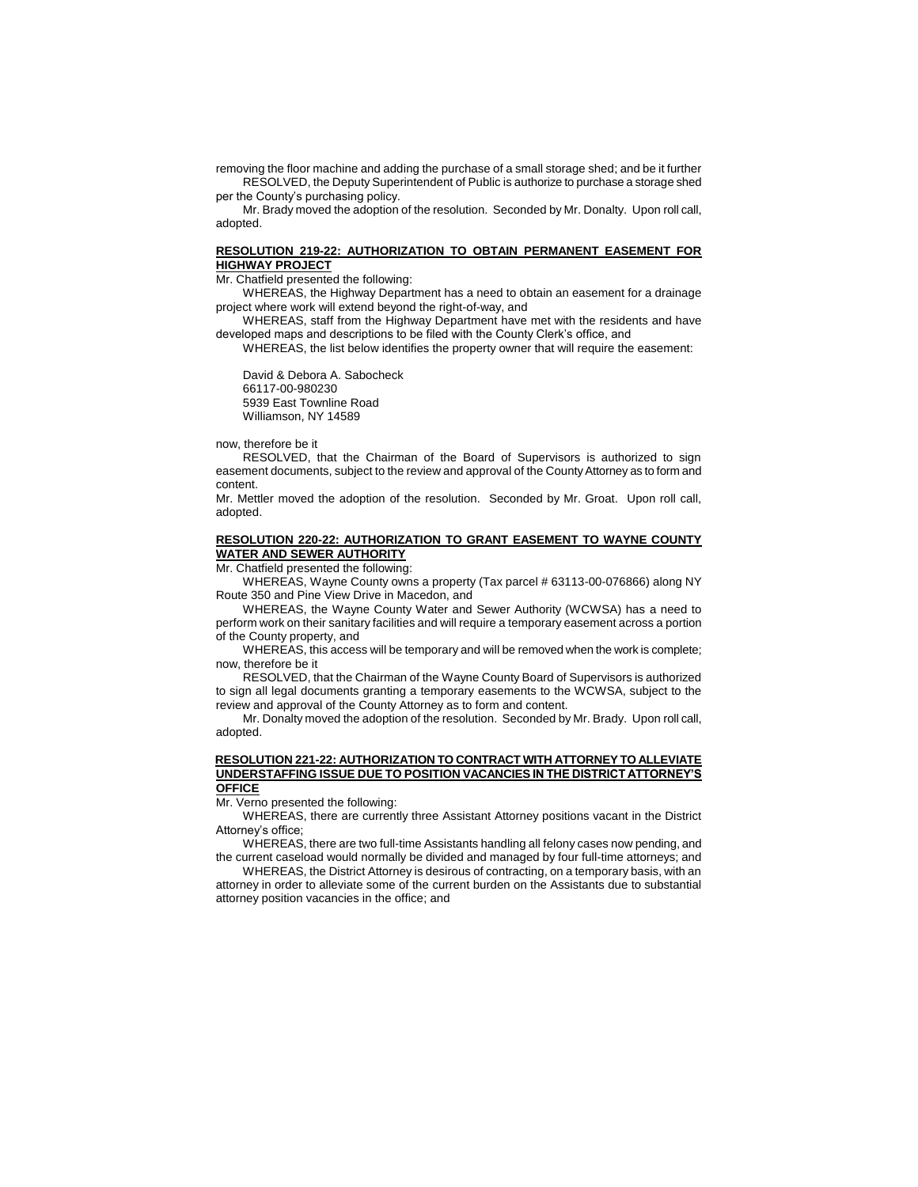removing the floor machine and adding the purchase of a small storage shed; and be it further

RESOLVED, the Deputy Superintendent of Public is authorize to purchase a storage shed per the County's purchasing policy.

Mr. Brady moved the adoption of the resolution. Seconded by Mr. Donalty. Upon roll call, adopted.

**RESOLUTION 219-22: AUTHORIZATION TO OBTAIN PERMANENT EASEMENT FOR HIGHWAY PROJECT**

Mr. Chatfield presented the following:

WHEREAS, the Highway Department has a need to obtain an easement for a drainage project where work will extend beyond the right-of-way, and

WHEREAS, staff from the Highway Department have met with the residents and have developed maps and descriptions to be filed with the County Clerk's office, and

WHEREAS, the list below identifies the property owner that will require the easement:

David & Debora A. Sabocheck
66117-00-980230
5939 East Townline Road
Williamson, NY 14589

now, therefore be it

RESOLVED, that the Chairman of the Board of Supervisors is authorized to sign easement documents, subject to the review and approval of the County Attorney as to form and content.

Mr. Mettler moved the adoption of the resolution. Seconded by Mr. Groat. Upon roll call, adopted.

**RESOLUTION 220-22: AUTHORIZATION TO GRANT EASEMENT TO WAYNE COUNTY WATER AND SEWER AUTHORITY**

Mr. Chatfield presented the following:

WHEREAS, Wayne County owns a property (Tax parcel # 63113-00-076866) along NY Route 350 and Pine View Drive in Macedon, and

WHEREAS, the Wayne County Water and Sewer Authority (WCWSA) has a need to perform work on their sanitary facilities and will require a temporary easement across a portion of the County property, and

WHEREAS, this access will be temporary and will be removed when the work is complete; now, therefore be it

RESOLVED, that the Chairman of the Wayne County Board of Supervisors is authorized to sign all legal documents granting a temporary easements to the WCWSA, subject to the review and approval of the County Attorney as to form and content.

Mr. Donalty moved the adoption of the resolution. Seconded by Mr. Brady. Upon roll call, adopted.

**RESOLUTION 221-22: AUTHORIZATION TO CONTRACT WITH ATTORNEY TO ALLEVIATE UNDERSTAFFING ISSUE DUE TO POSITION VACANCIES IN THE DISTRICT ATTORNEY'S OFFICE**

Mr. Verno presented the following:

WHEREAS, there are currently three Assistant Attorney positions vacant in the District Attorney's office;

WHEREAS, there are two full-time Assistants handling all felony cases now pending, and the current caseload would normally be divided and managed by four full-time attorneys; and

WHEREAS, the District Attorney is desirous of contracting, on a temporary basis, with an attorney in order to alleviate some of the current burden on the Assistants due to substantial attorney position vacancies in the office; and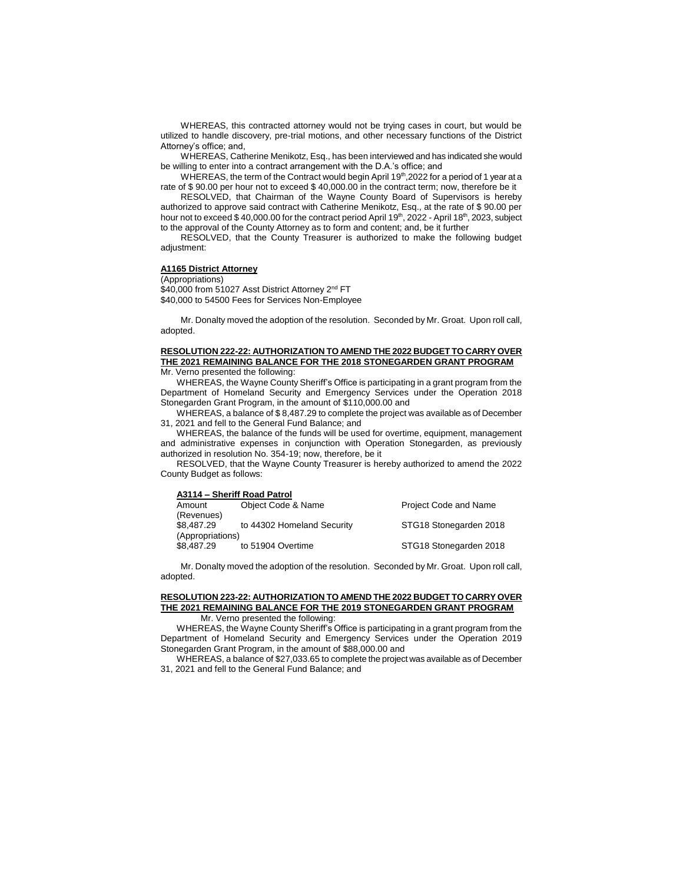WHEREAS, this contracted attorney would not be trying cases in court, but would be utilized to handle discovery, pre-trial motions, and other necessary functions of the District Attorney's office; and,

WHEREAS, Catherine Menikotz, Esq., has been interviewed and has indicated she would be willing to enter into a contract arrangement with the D.A.'s office; and

WHEREAS, the term of the Contract would begin April 19th,2022 for a period of 1 year at a rate of $ 90.00 per hour not to exceed $ 40,000.00 in the contract term; now, therefore be it

RESOLVED, that Chairman of the Wayne County Board of Supervisors is hereby authorized to approve said contract with Catherine Menikotz, Esq., at the rate of $ 90.00 per hour not to exceed $ 40,000.00 for the contract period April 19th, 2022 - April 18th, 2023, subject to the approval of the County Attorney as to form and content; and, be it further

RESOLVED, that the County Treasurer is authorized to make the following budget adjustment:

**A1165 District Attorney**

(Appropriations)
$40,000 from 51027 Asst District Attorney 2nd FT
$40,000 to 54500 Fees for Services Non-Employee

Mr. Donalty moved the adoption of the resolution. Seconded by Mr. Groat. Upon roll call, adopted.

**RESOLUTION 222-22: AUTHORIZATION TO AMEND THE 2022 BUDGET TO CARRY OVER THE 2021 REMAINING BALANCE FOR THE 2018 STONEGARDEN GRANT PROGRAM**

Mr. Verno presented the following:

WHEREAS, the Wayne County Sheriff's Office is participating in a grant program from the Department of Homeland Security and Emergency Services under the Operation 2018 Stonegarden Grant Program, in the amount of $110,000.00 and

WHEREAS, a balance of $ 8,487.29 to complete the project was available as of December 31, 2021 and fell to the General Fund Balance; and

WHEREAS, the balance of the funds will be used for overtime, equipment, management and administrative expenses in conjunction with Operation Stonegarden, as previously authorized in resolution No. 354-19; now, therefore, be it

RESOLVED, that the Wayne County Treasurer is hereby authorized to amend the 2022 County Budget as follows:

**A3114 – Sheriff Road Patrol**

| Amount | Object Code & Name | Project Code and Name |
|---|---|---|
| (Revenues) | | |
| $8,487.29 | to 44302 Homeland Security | STG18 Stonegarden 2018 |
| (Appropriations) | | |
| $8,487.29 | to 51904 Overtime | STG18 Stonegarden 2018 |

Mr. Donalty moved the adoption of the resolution. Seconded by Mr. Groat. Upon roll call, adopted.

**RESOLUTION 223-22: AUTHORIZATION TO AMEND THE 2022 BUDGET TO CARRY OVER THE 2021 REMAINING BALANCE FOR THE 2019 STONEGARDEN GRANT PROGRAM**

Mr. Verno presented the following:

WHEREAS, the Wayne County Sheriff's Office is participating in a grant program from the Department of Homeland Security and Emergency Services under the Operation 2019 Stonegarden Grant Program, in the amount of $88,000.00 and

WHEREAS, a balance of $27,033.65 to complete the project was available as of December 31, 2021 and fell to the General Fund Balance; and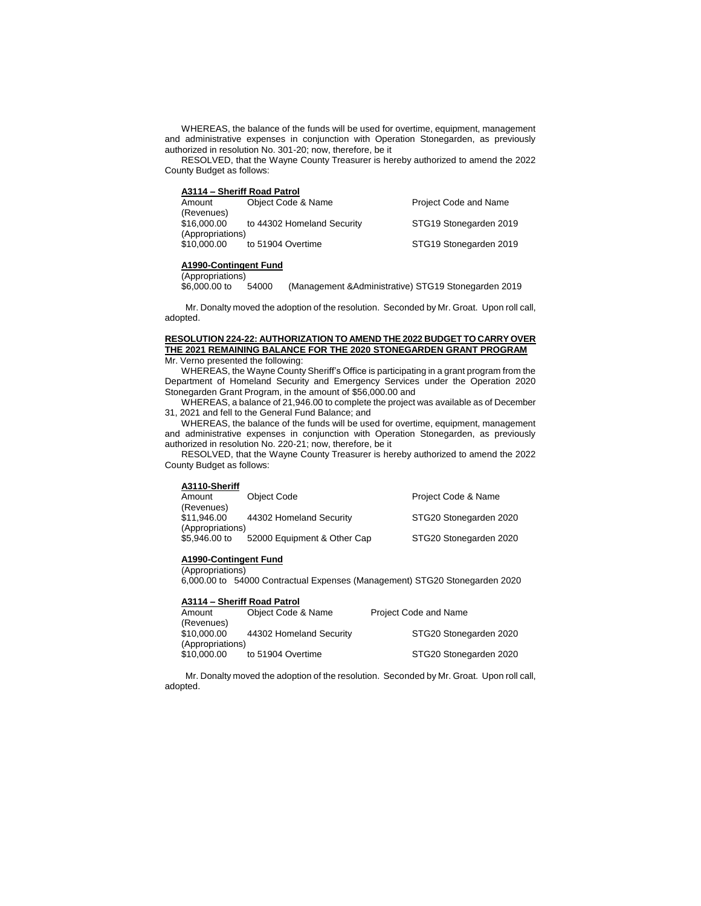WHEREAS, the balance of the funds will be used for overtime, equipment, management and administrative expenses in conjunction with Operation Stonegarden, as previously authorized in resolution No. 301-20; now, therefore, be it

RESOLVED, that the Wayne County Treasurer is hereby authorized to amend the 2022 County Budget as follows:

**A3114 – Sheriff Road Patrol**

| Amount | Object Code & Name | Project Code and Name |
|---|---|---|
| (Revenues) | | |
| $16,000.00 | to 44302 Homeland Security | STG19 Stonegarden 2019 |
| (Appropriations) | | |
| $10,000.00 | to 51904 Overtime | STG19 Stonegarden 2019 |

**A1990-Contingent Fund**

(Appropriations)
$6,000.00 to 54000 (Management &Administrative) STG19 Stonegarden 2019

Mr. Donalty moved the adoption of the resolution. Seconded by Mr. Groat. Upon roll call, adopted.

**RESOLUTION 224-22: AUTHORIZATION TO AMEND THE 2022 BUDGET TO CARRY OVER THE 2021 REMAINING BALANCE FOR THE 2020 STONEGARDEN GRANT PROGRAM**

Mr. Verno presented the following:

WHEREAS, the Wayne County Sheriff's Office is participating in a grant program from the Department of Homeland Security and Emergency Services under the Operation 2020 Stonegarden Grant Program, in the amount of $56,000.00 and

WHEREAS, a balance of 21,946.00 to complete the project was available as of December 31, 2021 and fell to the General Fund Balance; and

WHEREAS, the balance of the funds will be used for overtime, equipment, management and administrative expenses in conjunction with Operation Stonegarden, as previously authorized in resolution No. 220-21; now, therefore, be it

RESOLVED, that the Wayne County Treasurer is hereby authorized to amend the 2022 County Budget as follows:

**A3110-Sheriff**

| Amount | Object Code | Project Code & Name |
|---|---|---|
| (Revenues) | | |
| $11,946.00 | 44302 Homeland Security | STG20 Stonegarden 2020 |
| (Appropriations) | | |
| $5,946.00 to | 52000 Equipment & Other Cap | STG20 Stonegarden 2020 |

**A1990-Contingent Fund**

(Appropriations)
6,000.00 to 54000 Contractual Expenses (Management) STG20 Stonegarden 2020

**A3114 – Sheriff Road Patrol**

| Amount | Object Code & Name | Project Code and Name |
|---|---|---|
| (Revenues) | | |
| $10,000.00 | 44302 Homeland Security | STG20 Stonegarden 2020 |
| (Appropriations) | | |
| $10,000.00 | to 51904 Overtime | STG20 Stonegarden 2020 |

Mr. Donalty moved the adoption of the resolution. Seconded by Mr. Groat. Upon roll call, adopted.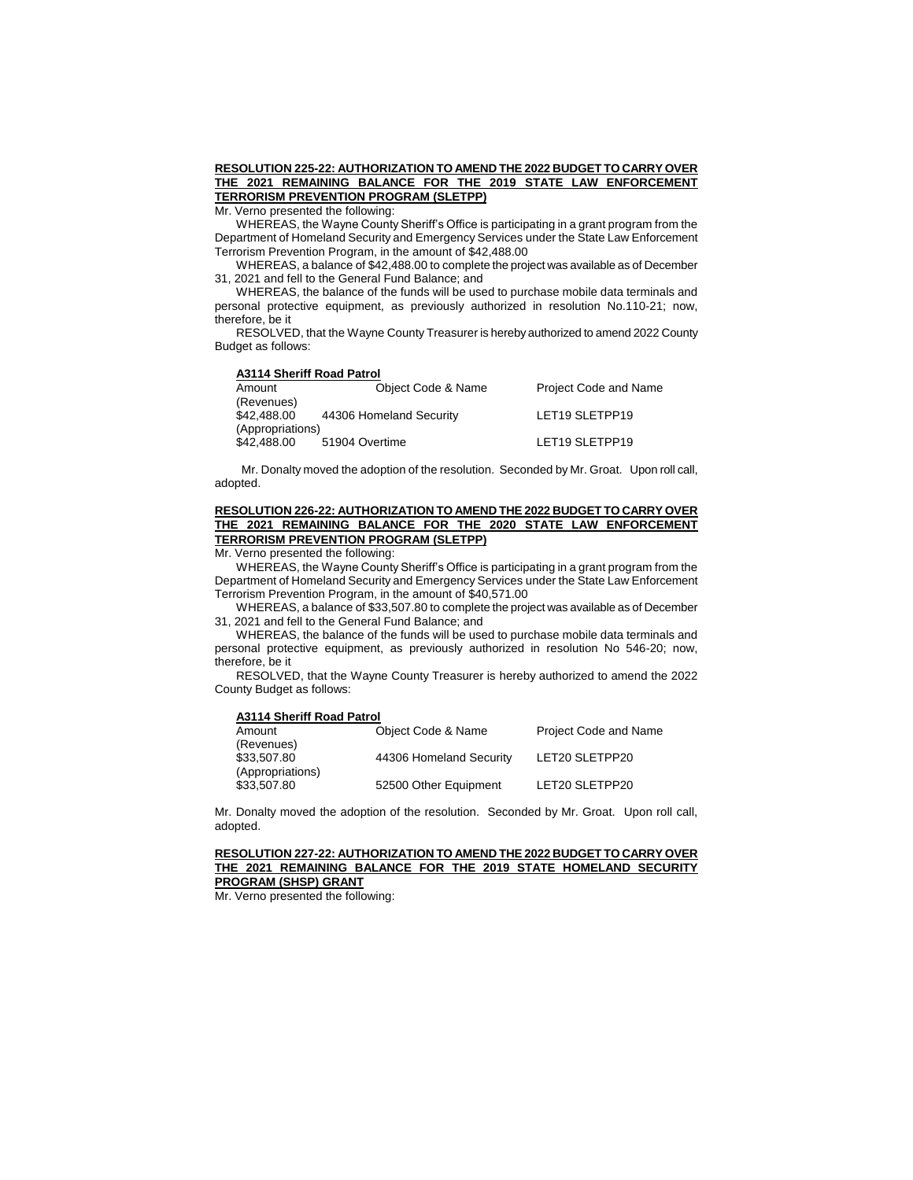**RESOLUTION 225-22: AUTHORIZATION TO AMEND THE 2022 BUDGET TO CARRY OVER THE 2021 REMAINING BALANCE FOR THE 2019 STATE LAW ENFORCEMENT TERRORISM PREVENTION PROGRAM (SLETPP)**

Mr. Verno presented the following:

WHEREAS, the Wayne County Sheriff's Office is participating in a grant program from the Department of Homeland Security and Emergency Services under the State Law Enforcement Terrorism Prevention Program, in the amount of $42,488.00

WHEREAS, a balance of $42,488.00 to complete the project was available as of December 31, 2021 and fell to the General Fund Balance; and

WHEREAS, the balance of the funds will be used to purchase mobile data terminals and personal protective equipment, as previously authorized in resolution No.110-21; now, therefore, be it

RESOLVED, that the Wayne County Treasurer is hereby authorized to amend 2022 County Budget as follows:

**A3114 Sheriff Road Patrol**

| Amount | Object Code & Name | Project Code and Name |
|---|---|---|
| (Revenues) | | |
| $42,488.00 | 44306 Homeland Security | LET19 SLETPP19 |
| (Appropriations) | | |
| $42,488.00 | 51904 Overtime | LET19 SLETPP19 |

Mr. Donalty moved the adoption of the resolution. Seconded by Mr. Groat. Upon roll call, adopted.

**RESOLUTION 226-22: AUTHORIZATION TO AMEND THE 2022 BUDGET TO CARRY OVER THE 2021 REMAINING BALANCE FOR THE 2020 STATE LAW ENFORCEMENT TERRORISM PREVENTION PROGRAM (SLETPP)**

Mr. Verno presented the following:

WHEREAS, the Wayne County Sheriff's Office is participating in a grant program from the Department of Homeland Security and Emergency Services under the State Law Enforcement Terrorism Prevention Program, in the amount of $40,571.00

WHEREAS, a balance of $33,507.80 to complete the project was available as of December 31, 2021 and fell to the General Fund Balance; and

WHEREAS, the balance of the funds will be used to purchase mobile data terminals and personal protective equipment, as previously authorized in resolution No 546-20; now, therefore, be it

RESOLVED, that the Wayne County Treasurer is hereby authorized to amend the 2022 County Budget as follows:

**A3114 Sheriff Road Patrol**

| Amount | Object Code & Name | Project Code and Name |
|---|---|---|
| (Revenues) | | |
| $33,507.80 | 44306 Homeland Security | LET20 SLETPP20 |
| (Appropriations) | | |
| $33,507.80 | 52500 Other Equipment | LET20 SLETPP20 |

Mr. Donalty moved the adoption of the resolution. Seconded by Mr. Groat. Upon roll call, adopted.

**RESOLUTION 227-22: AUTHORIZATION TO AMEND THE 2022 BUDGET TO CARRY OVER THE 2021 REMAINING BALANCE FOR THE 2019 STATE HOMELAND SECURITY PROGRAM (SHSP) GRANT**

Mr. Verno presented the following: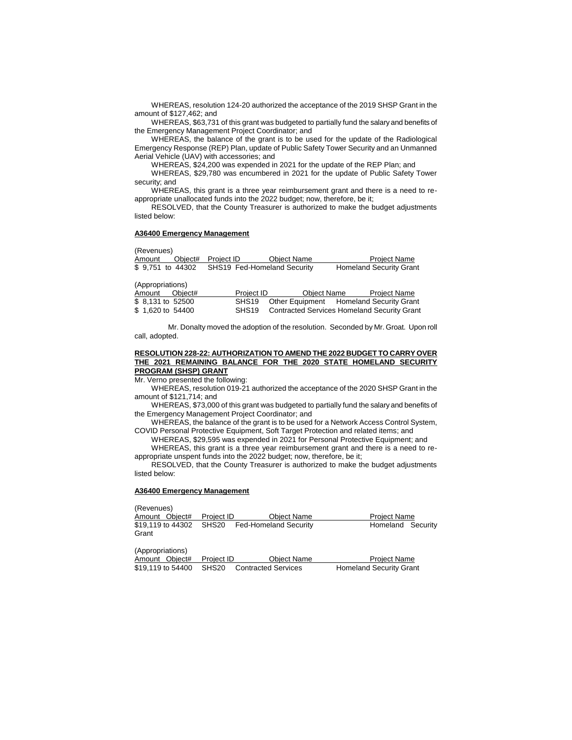WHEREAS, resolution 124-20 authorized the acceptance of the 2019 SHSP Grant in the amount of $127,462; and

WHEREAS, $63,731 of this grant was budgeted to partially fund the salary and benefits of the Emergency Management Project Coordinator; and

WHEREAS, the balance of the grant is to be used for the update of the Radiological Emergency Response (REP) Plan, update of Public Safety Tower Security and an Unmanned Aerial Vehicle (UAV) with accessories; and

WHEREAS, $24,200 was expended in 2021 for the update of the REP Plan; and

WHEREAS, $29,780 was encumbered in 2021 for the update of Public Safety Tower security; and

WHEREAS, this grant is a three year reimbursement grant and there is a need to re-appropriate unallocated funds into the 2022 budget; now, therefore, be it;

RESOLVED, that the County Treasurer is authorized to make the budget adjustments listed below:

**A36400 Emergency Management**

(Revenues)

| Amount | Object# | Project ID | Object Name | Project Name |
|---|---|---|---|---|
| $ 9,751 | to 44302 | SHS19 | Fed-Homeland Security | Homeland Security Grant |

(Appropriations)

| Amount | Object# | Project ID | Object Name | Project Name |
|---|---|---|---|---|
| $ 8,131 | to 52500 | SHS19 | Other Equipment | Homeland Security Grant |
| $ 1,620 | to 54400 | SHS19 | Contracted Services | Homeland Security Grant |

Mr. Donalty moved the adoption of the resolution. Seconded by Mr. Groat. Upon roll call, adopted.

**RESOLUTION 228-22: AUTHORIZATION TO AMEND THE 2022 BUDGET TO CARRY OVER THE 2021 REMAINING BALANCE FOR THE 2020 STATE HOMELAND SECURITY PROGRAM (SHSP) GRANT**

Mr. Verno presented the following:

WHEREAS, resolution 019-21 authorized the acceptance of the 2020 SHSP Grant in the amount of $121,714; and

WHEREAS, $73,000 of this grant was budgeted to partially fund the salary and benefits of the Emergency Management Project Coordinator; and

WHEREAS, the balance of the grant is to be used for a Network Access Control System, COVID Personal Protective Equipment, Soft Target Protection and related items; and

WHEREAS, $29,595 was expended in 2021 for Personal Protective Equipment; and

WHEREAS, this grant is a three year reimbursement grant and there is a need to re-appropriate unspent funds into the 2022 budget; now, therefore, be it;

RESOLVED, that the County Treasurer is authorized to make the budget adjustments listed below:

**A36400 Emergency Management**

(Revenues)

| Amount | Object# | Project ID | Object Name | Project Name |
|---|---|---|---|---|
| $19,119 | to 44302 | SHS20 | Fed-Homeland Security | Homeland Security Grant |

(Appropriations)

| Amount | Object# | Project ID | Object Name | Project Name |
|---|---|---|---|---|
| $19,119 | to 54400 | SHS20 | Contracted Services | Homeland Security Grant |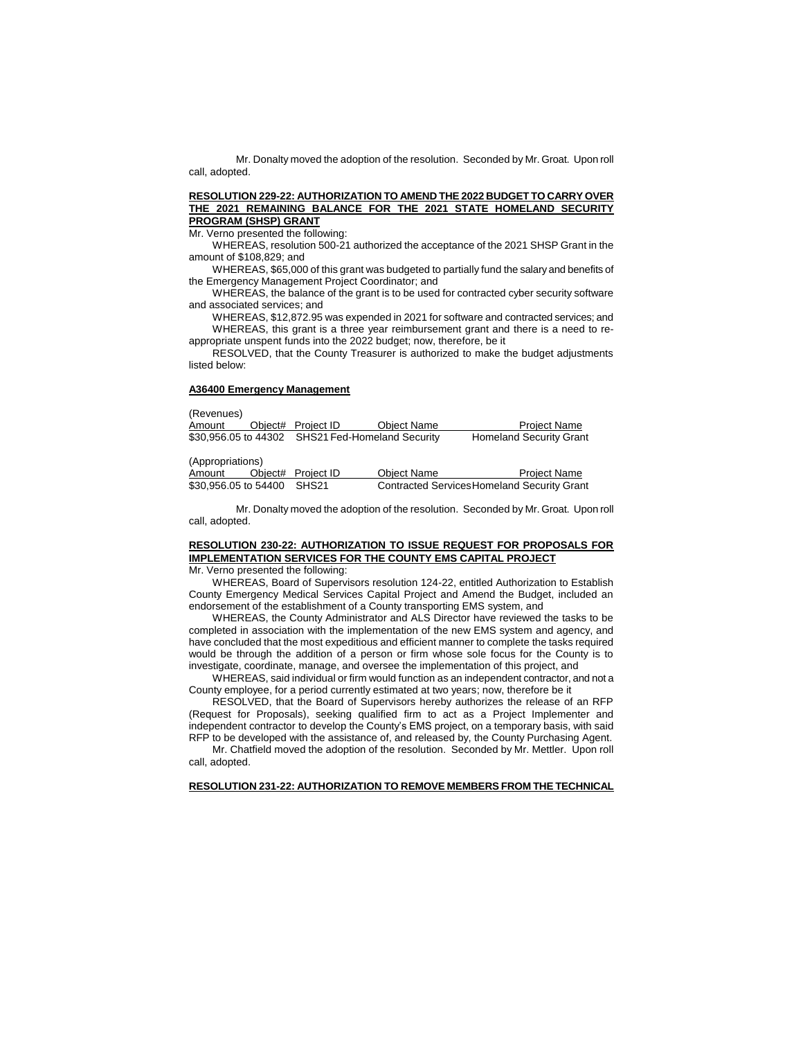Mr. Donalty moved the adoption of the resolution. Seconded by Mr. Groat. Upon roll call, adopted.

**RESOLUTION 229-22: AUTHORIZATION TO AMEND THE 2022 BUDGET TO CARRY OVER THE 2021 REMAINING BALANCE FOR THE 2021 STATE HOMELAND SECURITY PROGRAM (SHSP) GRANT**

Mr. Verno presented the following:

WHEREAS, resolution 500-21 authorized the acceptance of the 2021 SHSP Grant in the amount of $108,829; and

WHEREAS, $65,000 of this grant was budgeted to partially fund the salary and benefits of the Emergency Management Project Coordinator; and

WHEREAS, the balance of the grant is to be used for contracted cyber security software and associated services; and

WHEREAS, $12,872.95 was expended in 2021 for software and contracted services; and

WHEREAS, this grant is a three year reimbursement grant and there is a need to re-appropriate unspent funds into the 2022 budget; now, therefore, be it

RESOLVED, that the County Treasurer is authorized to make the budget adjustments listed below:

**A36400 Emergency Management**

(Revenues)

| Amount | Object# | Project ID | Object Name | Project Name |
|---|---|---|---|---|
| $30,956.05 to | 44302 | SHS21 | Fed-Homeland Security | Homeland Security Grant |

(Appropriations)

| Amount | Object# | Project ID | Object Name | Project Name |
|---|---|---|---|---|
| $30,956.05 to | 54400 | SHS21 | Contracted Services | Homeland Security Grant |

Mr. Donalty moved the adoption of the resolution. Seconded by Mr. Groat. Upon roll call, adopted.

**RESOLUTION 230-22: AUTHORIZATION TO ISSUE REQUEST FOR PROPOSALS FOR IMPLEMENTATION SERVICES FOR THE COUNTY EMS CAPITAL PROJECT**

Mr. Verno presented the following:

WHEREAS, Board of Supervisors resolution 124-22, entitled Authorization to Establish County Emergency Medical Services Capital Project and Amend the Budget, included an endorsement of the establishment of a County transporting EMS system, and

WHEREAS, the County Administrator and ALS Director have reviewed the tasks to be completed in association with the implementation of the new EMS system and agency, and have concluded that the most expeditious and efficient manner to complete the tasks required would be through the addition of a person or firm whose sole focus for the County is to investigate, coordinate, manage, and oversee the implementation of this project, and

WHEREAS, said individual or firm would function as an independent contractor, and not a County employee, for a period currently estimated at two years; now, therefore be it

RESOLVED, that the Board of Supervisors hereby authorizes the release of an RFP (Request for Proposals), seeking qualified firm to act as a Project Implementer and independent contractor to develop the County's EMS project, on a temporary basis, with said RFP to be developed with the assistance of, and released by, the County Purchasing Agent.

Mr. Chatfield moved the adoption of the resolution. Seconded by Mr. Mettler. Upon roll call, adopted.

**RESOLUTION 231-22: AUTHORIZATION TO REMOVE MEMBERS FROM THE TECHNICAL**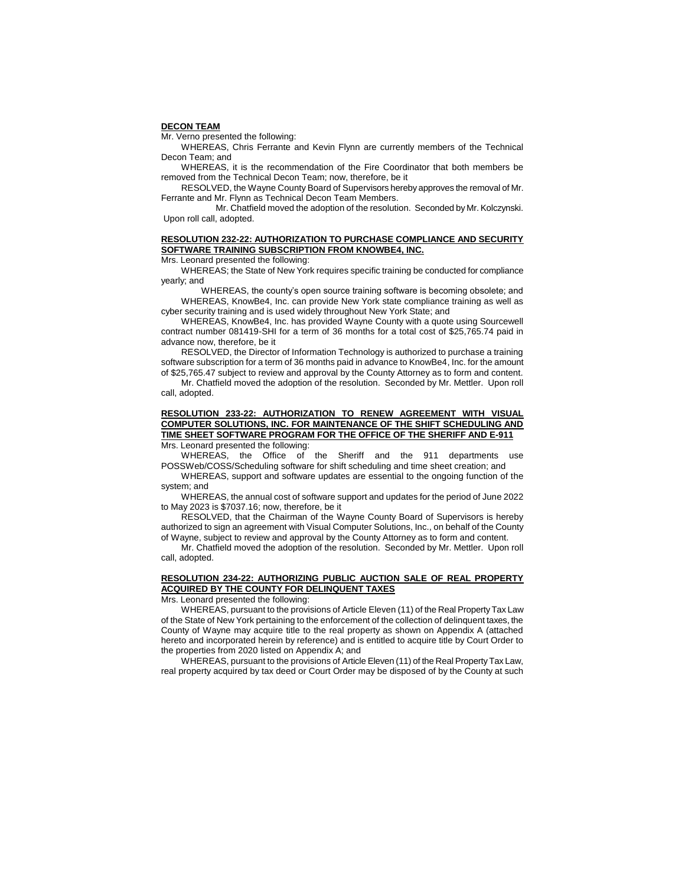**DECON TEAM**

Mr. Verno presented the following:

WHEREAS, Chris Ferrante and Kevin Flynn are currently members of the Technical Decon Team; and

WHEREAS, it is the recommendation of the Fire Coordinator that both members be removed from the Technical Decon Team; now, therefore, be it

RESOLVED, the Wayne County Board of Supervisors hereby approves the removal of Mr. Ferrante and Mr. Flynn as Technical Decon Team Members.

Mr. Chatfield moved the adoption of the resolution. Seconded by Mr. Kolczynski. Upon roll call, adopted.

**RESOLUTION 232-22: AUTHORIZATION TO PURCHASE COMPLIANCE AND SECURITY SOFTWARE TRAINING SUBSCRIPTION FROM KNOWBE4, INC.**

Mrs. Leonard presented the following:

WHEREAS; the State of New York requires specific training be conducted for compliance yearly; and

WHEREAS, the county's open source training software is becoming obsolete; and

WHEREAS, KnowBe4, Inc. can provide New York state compliance training as well as cyber security training and is used widely throughout New York State; and

WHEREAS, KnowBe4, Inc. has provided Wayne County with a quote using Sourcewell contract number 081419-SHI for a term of 36 months for a total cost of $25,765.74 paid in advance now, therefore, be it

RESOLVED, the Director of Information Technology is authorized to purchase a training software subscription for a term of 36 months paid in advance to KnowBe4, Inc. for the amount of $25,765.47 subject to review and approval by the County Attorney as to form and content.

Mr. Chatfield moved the adoption of the resolution. Seconded by Mr. Mettler. Upon roll call, adopted.

**RESOLUTION 233-22: AUTHORIZATION TO RENEW AGREEMENT WITH VISUAL COMPUTER SOLUTIONS, INC. FOR MAINTENANCE OF THE SHIFT SCHEDULING AND TIME SHEET SOFTWARE PROGRAM FOR THE OFFICE OF THE SHERIFF AND E-911**

Mrs. Leonard presented the following:

WHEREAS, the Office of the Sheriff and the 911 departments use POSSWeb/COSS/Scheduling software for shift scheduling and time sheet creation; and

WHEREAS, support and software updates are essential to the ongoing function of the system; and

WHEREAS, the annual cost of software support and updates for the period of June 2022 to May 2023 is $7037.16; now, therefore, be it

RESOLVED, that the Chairman of the Wayne County Board of Supervisors is hereby authorized to sign an agreement with Visual Computer Solutions, Inc., on behalf of the County of Wayne, subject to review and approval by the County Attorney as to form and content.

Mr. Chatfield moved the adoption of the resolution. Seconded by Mr. Mettler. Upon roll call, adopted.

**RESOLUTION 234-22: AUTHORIZING PUBLIC AUCTION SALE OF REAL PROPERTY ACQUIRED BY THE COUNTY FOR DELINQUENT TAXES**

Mrs. Leonard presented the following:

WHEREAS, pursuant to the provisions of Article Eleven (11) of the Real Property Tax Law of the State of New York pertaining to the enforcement of the collection of delinquent taxes, the County of Wayne may acquire title to the real property as shown on Appendix A (attached hereto and incorporated herein by reference) and is entitled to acquire title by Court Order to the properties from 2020 listed on Appendix A; and

WHEREAS, pursuant to the provisions of Article Eleven (11) of the Real Property Tax Law, real property acquired by tax deed or Court Order may be disposed of by the County at such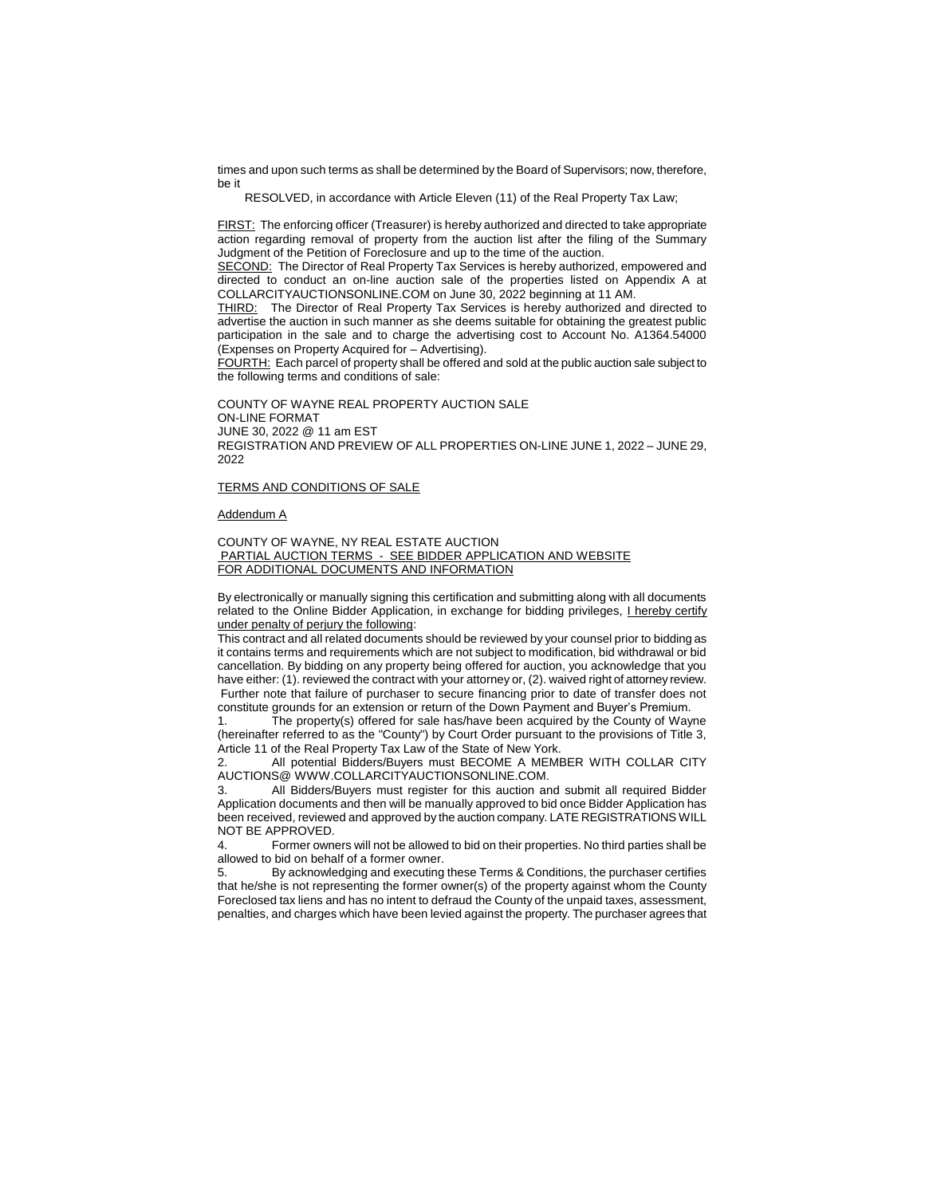times and upon such terms as shall be determined by the Board of Supervisors; now, therefore, be it

RESOLVED, in accordance with Article Eleven (11) of the Real Property Tax Law;

<u>FIRST:</u> The enforcing officer (Treasurer) is hereby authorized and directed to take appropriate action regarding removal of property from the auction list after the filing of the Summary Judgment of the Petition of Foreclosure and up to the time of the auction.
<u>SECOND:</u> The Director of Real Property Tax Services is hereby authorized, empowered and directed to conduct an on-line auction sale of the properties listed on Appendix A at COLLARCITYAUCTIONSONLINE.COM on June 30, 2022 beginning at 11 AM.
<u>THIRD:</u> The Director of Real Property Tax Services is hereby authorized and directed to advertise the auction in such manner as she deems suitable for obtaining the greatest public participation in the sale and to charge the advertising cost to Account No. A1364.54000 (Expenses on Property Acquired for – Advertising).
<u>FOURTH:</u> Each parcel of property shall be offered and sold at the public auction sale subject to the following terms and conditions of sale:

COUNTY OF WAYNE REAL PROPERTY AUCTION SALE
ON-LINE FORMAT
JUNE 30, 2022 @ 11 am EST
REGISTRATION AND PREVIEW OF ALL PROPERTIES ON-LINE JUNE 1, 2022 – JUNE 29, 2022

<u>TERMS AND CONDITIONS OF SALE</u>

<u>Addendum A</u>

COUNTY OF WAYNE, NY REAL ESTATE AUCTION
<u>PARTIAL AUCTION TERMS - SEE BIDDER APPLICATION AND WEBSITE FOR ADDITIONAL DOCUMENTS AND INFORMATION</u>

By electronically or manually signing this certification and submitting along with all documents related to the Online Bidder Application, in exchange for bidding privileges, <u>I hereby certify under penalty of perjury the following</u>:
This contract and all related documents should be reviewed by your counsel prior to bidding as it contains terms and requirements which are not subject to modification, bid withdrawal or bid cancellation. By bidding on any property being offered for auction, you acknowledge that you have either: (1). reviewed the contract with your attorney or, (2). waived right of attorney review. Further note that failure of purchaser to secure financing prior to date of transfer does not constitute grounds for an extension or return of the Down Payment and Buyer's Premium.

1. The property(s) offered for sale has/have been acquired by the County of Wayne (hereinafter referred to as the "County") by Court Order pursuant to the provisions of Title 3, Article 11 of the Real Property Tax Law of the State of New York.
2. All potential Bidders/Buyers must BECOME A MEMBER WITH COLLAR CITY AUCTIONS@ WWW.COLLARCITYAUCTIONSONLINE.COM.
3. All Bidders/Buyers must register for this auction and submit all required Bidder Application documents and then will be manually approved to bid once Bidder Application has been received, reviewed and approved by the auction company. LATE REGISTRATIONS WILL NOT BE APPROVED.
4. Former owners will not be allowed to bid on their properties. No third parties shall be allowed to bid on behalf of a former owner.
5. By acknowledging and executing these Terms & Conditions, the purchaser certifies that he/she is not representing the former owner(s) of the property against whom the County Foreclosed tax liens and has no intent to defraud the County of the unpaid taxes, assessment, penalties, and charges which have been levied against the property. The purchaser agrees that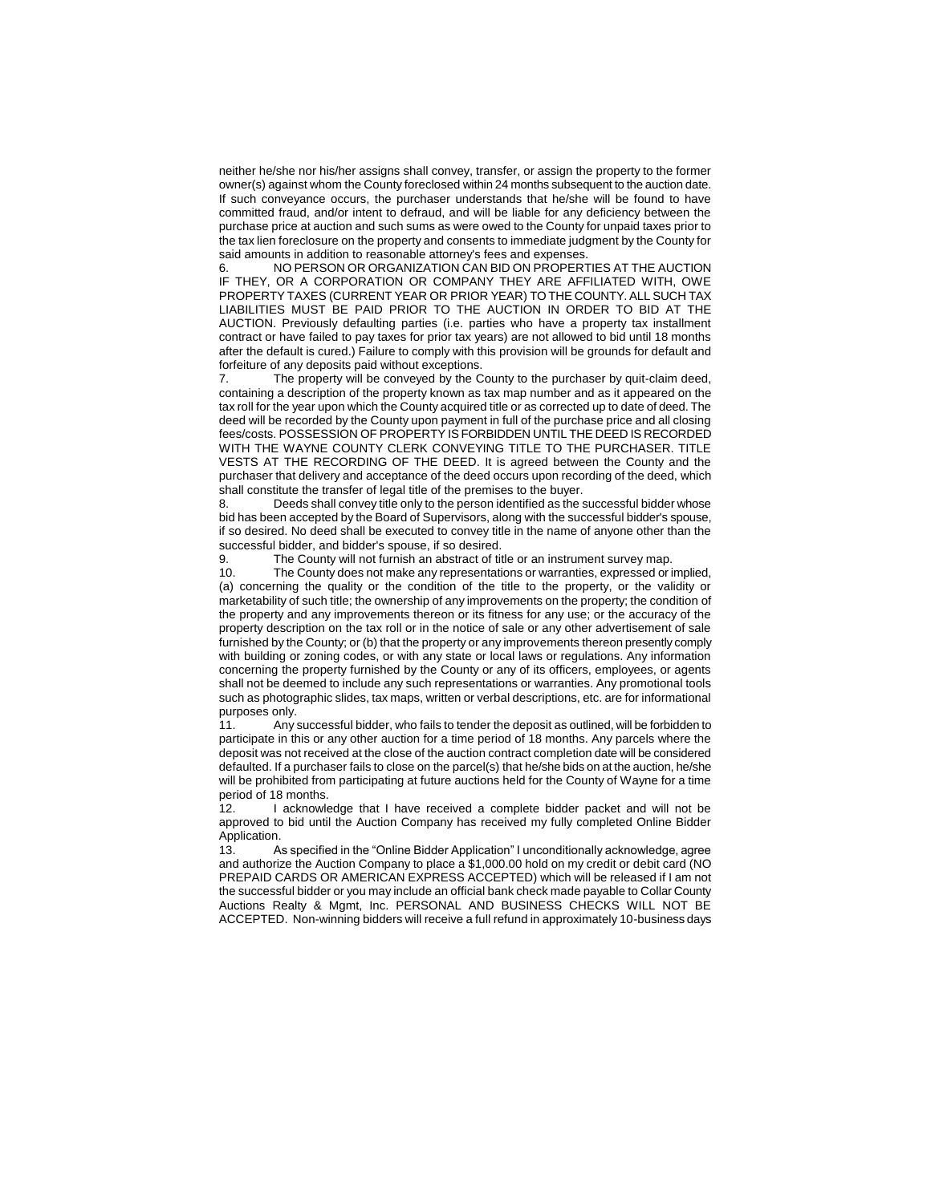neither he/she nor his/her assigns shall convey, transfer, or assign the property to the former owner(s) against whom the County foreclosed within 24 months subsequent to the auction date. If such conveyance occurs, the purchaser understands that he/she will be found to have committed fraud, and/or intent to defraud, and will be liable for any deficiency between the purchase price at auction and such sums as were owed to the County for unpaid taxes prior to the tax lien foreclosure on the property and consents to immediate judgment by the County for said amounts in addition to reasonable attorney's fees and expenses.

6. NO PERSON OR ORGANIZATION CAN BID ON PROPERTIES AT THE AUCTION IF THEY, OR A CORPORATION OR COMPANY THEY ARE AFFILIATED WITH, OWE PROPERTY TAXES (CURRENT YEAR OR PRIOR YEAR) TO THE COUNTY. ALL SUCH TAX LIABILITIES MUST BE PAID PRIOR TO THE AUCTION IN ORDER TO BID AT THE AUCTION. Previously defaulting parties (i.e. parties who have a property tax installment contract or have failed to pay taxes for prior tax years) are not allowed to bid until 18 months after the default is cured.) Failure to comply with this provision will be grounds for default and forfeiture of any deposits paid without exceptions.

7. The property will be conveyed by the County to the purchaser by quit-claim deed, containing a description of the property known as tax map number and as it appeared on the tax roll for the year upon which the County acquired title or as corrected up to date of deed. The deed will be recorded by the County upon payment in full of the purchase price and all closing fees/costs. POSSESSION OF PROPERTY IS FORBIDDEN UNTIL THE DEED IS RECORDED WITH THE WAYNE COUNTY CLERK CONVEYING TITLE TO THE PURCHASER. TITLE VESTS AT THE RECORDING OF THE DEED. It is agreed between the County and the purchaser that delivery and acceptance of the deed occurs upon recording of the deed, which shall constitute the transfer of legal title of the premises to the buyer.

8. Deeds shall convey title only to the person identified as the successful bidder whose bid has been accepted by the Board of Supervisors, along with the successful bidder's spouse, if so desired. No deed shall be executed to convey title in the name of anyone other than the successful bidder, and bidder's spouse, if so desired.

9. The County will not furnish an abstract of title or an instrument survey map.

10. The County does not make any representations or warranties, expressed or implied, (a) concerning the quality or the condition of the title to the property, or the validity or marketability of such title; the ownership of any improvements on the property; the condition of the property and any improvements thereon or its fitness for any use; or the accuracy of the property description on the tax roll or in the notice of sale or any other advertisement of sale furnished by the County; or (b) that the property or any improvements thereon presently comply with building or zoning codes, or with any state or local laws or regulations. Any information concerning the property furnished by the County or any of its officers, employees, or agents shall not be deemed to include any such representations or warranties. Any promotional tools such as photographic slides, tax maps, written or verbal descriptions, etc. are for informational purposes only.

11. Any successful bidder, who fails to tender the deposit as outlined, will be forbidden to participate in this or any other auction for a time period of 18 months. Any parcels where the deposit was not received at the close of the auction contract completion date will be considered defaulted. If a purchaser fails to close on the parcel(s) that he/she bids on at the auction, he/she will be prohibited from participating at future auctions held for the County of Wayne for a time period of 18 months.

12. I acknowledge that I have received a complete bidder packet and will not be approved to bid until the Auction Company has received my fully completed Online Bidder Application.

13. As specified in the "Online Bidder Application" I unconditionally acknowledge, agree and authorize the Auction Company to place a $1,000.00 hold on my credit or debit card (NO PREPAID CARDS OR AMERICAN EXPRESS ACCEPTED) which will be released if I am not the successful bidder or you may include an official bank check made payable to Collar County Auctions Realty & Mgmt, Inc. PERSONAL AND BUSINESS CHECKS WILL NOT BE ACCEPTED. Non-winning bidders will receive a full refund in approximately 10-business days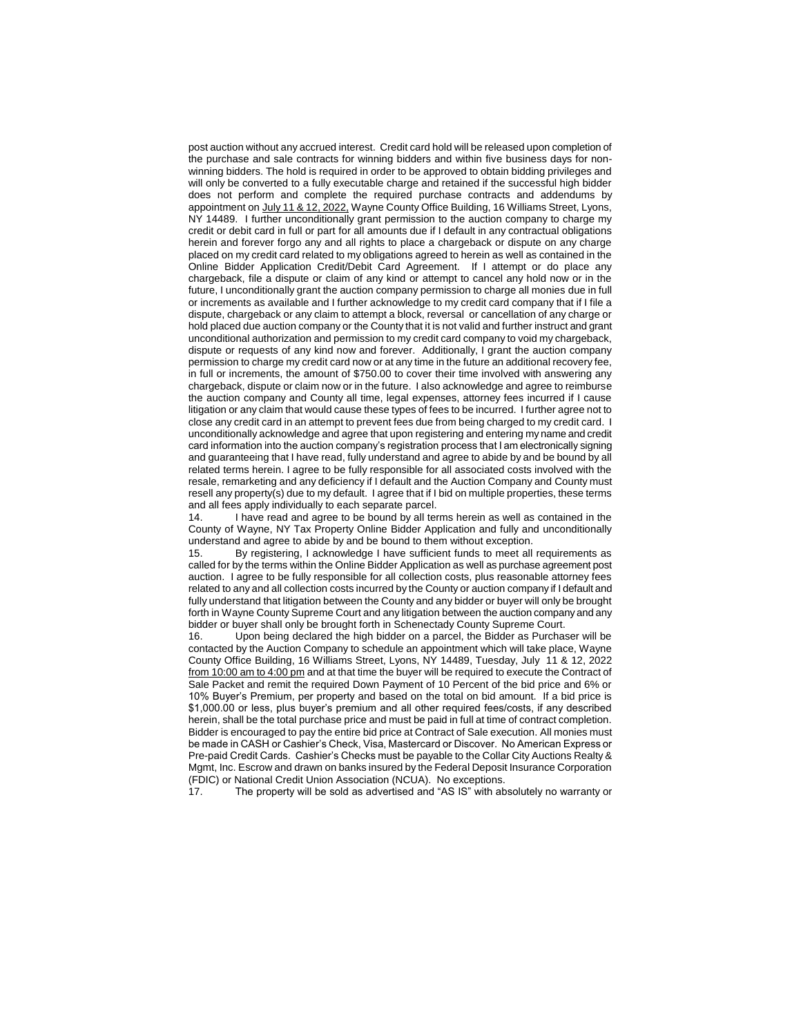post auction without any accrued interest. Credit card hold will be released upon completion of the purchase and sale contracts for winning bidders and within five business days for non-winning bidders. The hold is required in order to be approved to obtain bidding privileges and will only be converted to a fully executable charge and retained if the successful high bidder does not perform and complete the required purchase contracts and addendums by appointment on July 11 & 12, 2022, Wayne County Office Building, 16 Williams Street, Lyons, NY 14489. I further unconditionally grant permission to the auction company to charge my credit or debit card in full or part for all amounts due if I default in any contractual obligations herein and forever forgo any and all rights to place a chargeback or dispute on any charge placed on my credit card related to my obligations agreed to herein as well as contained in the Online Bidder Application Credit/Debit Card Agreement. If I attempt or do place any chargeback, file a dispute or claim of any kind or attempt to cancel any hold now or in the future, I unconditionally grant the auction company permission to charge all monies due in full or increments as available and I further acknowledge to my credit card company that if I file a dispute, chargeback or any claim to attempt a block, reversal or cancellation of any charge or hold placed due auction company or the County that it is not valid and further instruct and grant unconditional authorization and permission to my credit card company to void my chargeback, dispute or requests of any kind now and forever. Additionally, I grant the auction company permission to charge my credit card now or at any time in the future an additional recovery fee, in full or increments, the amount of $750.00 to cover their time involved with answering any chargeback, dispute or claim now or in the future. I also acknowledge and agree to reimburse the auction company and County all time, legal expenses, attorney fees incurred if I cause litigation or any claim that would cause these types of fees to be incurred. I further agree not to close any credit card in an attempt to prevent fees due from being charged to my credit card. I unconditionally acknowledge and agree that upon registering and entering my name and credit card information into the auction company's registration process that I am electronically signing and guaranteeing that I have read, fully understand and agree to abide by and be bound by all related terms herein. I agree to be fully responsible for all associated costs involved with the resale, remarketing and any deficiency if I default and the Auction Company and County must resell any property(s) due to my default. I agree that if I bid on multiple properties, these terms and all fees apply individually to each separate parcel.

14. I have read and agree to be bound by all terms herein as well as contained in the County of Wayne, NY Tax Property Online Bidder Application and fully and unconditionally understand and agree to abide by and be bound to them without exception.

15. By registering, I acknowledge I have sufficient funds to meet all requirements as called for by the terms within the Online Bidder Application as well as purchase agreement post auction. I agree to be fully responsible for all collection costs, plus reasonable attorney fees related to any and all collection costs incurred by the County or auction company if I default and fully understand that litigation between the County and any bidder or buyer will only be brought forth in Wayne County Supreme Court and any litigation between the auction company and any bidder or buyer shall only be brought forth in Schenectady County Supreme Court.

16. Upon being declared the high bidder on a parcel, the Bidder as Purchaser will be contacted by the Auction Company to schedule an appointment which will take place, Wayne County Office Building, 16 Williams Street, Lyons, NY 14489, Tuesday, July 11 & 12, 2022 from 10:00 am to 4:00 pm and at that time the buyer will be required to execute the Contract of Sale Packet and remit the required Down Payment of 10 Percent of the bid price and 6% or 10% Buyer's Premium, per property and based on the total on bid amount. If a bid price is $1,000.00 or less, plus buyer's premium and all other required fees/costs, if any described herein, shall be the total purchase price and must be paid in full at time of contract completion. Bidder is encouraged to pay the entire bid price at Contract of Sale execution. All monies must be made in CASH or Cashier's Check, Visa, Mastercard or Discover. No American Express or Pre-paid Credit Cards. Cashier's Checks must be payable to the Collar City Auctions Realty & Mgmt, Inc. Escrow and drawn on banks insured by the Federal Deposit Insurance Corporation (FDIC) or National Credit Union Association (NCUA). No exceptions.

17. The property will be sold as advertised and "AS IS" with absolutely no warranty or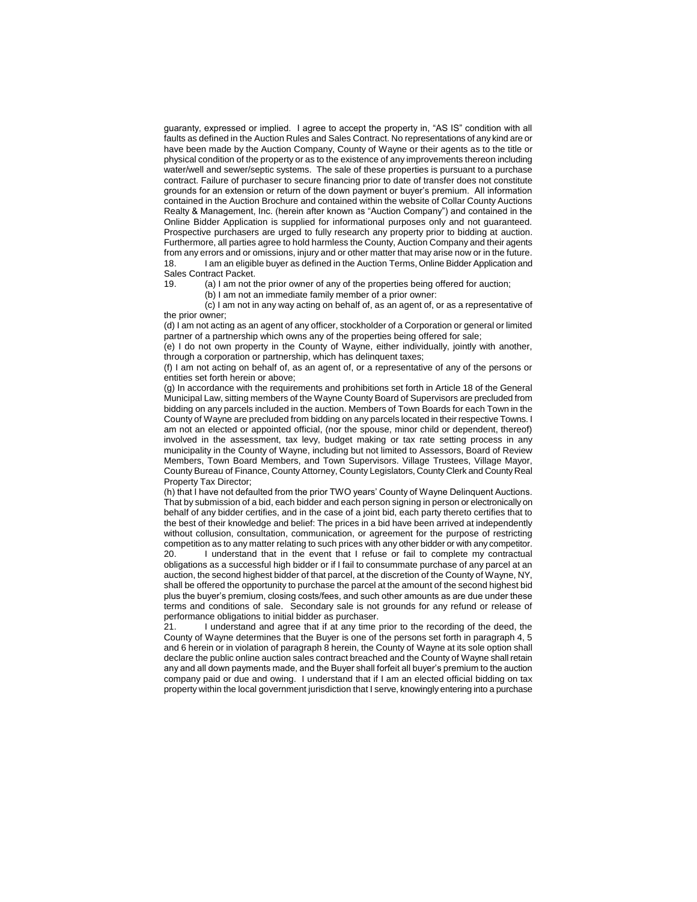guaranty, expressed or implied. I agree to accept the property in, "AS IS" condition with all faults as defined in the Auction Rules and Sales Contract. No representations of any kind are or have been made by the Auction Company, County of Wayne or their agents as to the title or physical condition of the property or as to the existence of any improvements thereon including water/well and sewer/septic systems. The sale of these properties is pursuant to a purchase contract. Failure of purchaser to secure financing prior to date of transfer does not constitute grounds for an extension or return of the down payment or buyer's premium. All information contained in the Auction Brochure and contained within the website of Collar County Auctions Realty & Management, Inc. (herein after known as "Auction Company") and contained in the Online Bidder Application is supplied for informational purposes only and not guaranteed. Prospective purchasers are urged to fully research any property prior to bidding at auction. Furthermore, all parties agree to hold harmless the County, Auction Company and their agents from any errors and or omissions, injury and or other matter that may arise now or in the future.

18. I am an eligible buyer as defined in the Auction Terms, Online Bidder Application and Sales Contract Packet.

19. (a) I am not the prior owner of any of the properties being offered for auction;

(b) I am not an immediate family member of a prior owner:

(c) I am not in any way acting on behalf of, as an agent of, or as a representative of the prior owner;

(d) I am not acting as an agent of any officer, stockholder of a Corporation or general or limited partner of a partnership which owns any of the properties being offered for sale;

(e) I do not own property in the County of Wayne, either individually, jointly with another, through a corporation or partnership, which has delinquent taxes;

(f) I am not acting on behalf of, as an agent of, or a representative of any of the persons or entities set forth herein or above;

(g) In accordance with the requirements and prohibitions set forth in Article 18 of the General Municipal Law, sitting members of the Wayne County Board of Supervisors are precluded from bidding on any parcels included in the auction. Members of Town Boards for each Town in the County of Wayne are precluded from bidding on any parcels located in their respective Towns. I am not an elected or appointed official, (nor the spouse, minor child or dependent, thereof) involved in the assessment, tax levy, budget making or tax rate setting process in any municipality in the County of Wayne, including but not limited to Assessors, Board of Review Members, Town Board Members, and Town Supervisors. Village Trustees, Village Mayor, County Bureau of Finance, County Attorney, County Legislators, County Clerk and County Real Property Tax Director;

(h) that I have not defaulted from the prior TWO years' County of Wayne Delinquent Auctions. That by submission of a bid, each bidder and each person signing in person or electronically on behalf of any bidder certifies, and in the case of a joint bid, each party thereto certifies that to the best of their knowledge and belief: The prices in a bid have been arrived at independently without collusion, consultation, communication, or agreement for the purpose of restricting competition as to any matter relating to such prices with any other bidder or with any competitor.

20. I understand that in the event that I refuse or fail to complete my contractual obligations as a successful high bidder or if I fail to consummate purchase of any parcel at an auction, the second highest bidder of that parcel, at the discretion of the County of Wayne, NY, shall be offered the opportunity to purchase the parcel at the amount of the second highest bid plus the buyer's premium, closing costs/fees, and such other amounts as are due under these terms and conditions of sale. Secondary sale is not grounds for any refund or release of performance obligations to initial bidder as purchaser.

21. I understand and agree that if at any time prior to the recording of the deed, the County of Wayne determines that the Buyer is one of the persons set forth in paragraph 4, 5 and 6 herein or in violation of paragraph 8 herein, the County of Wayne at its sole option shall declare the public online auction sales contract breached and the County of Wayne shall retain any and all down payments made, and the Buyer shall forfeit all buyer's premium to the auction company paid or due and owing. I understand that if I am an elected official bidding on tax property within the local government jurisdiction that I serve, knowingly entering into a purchase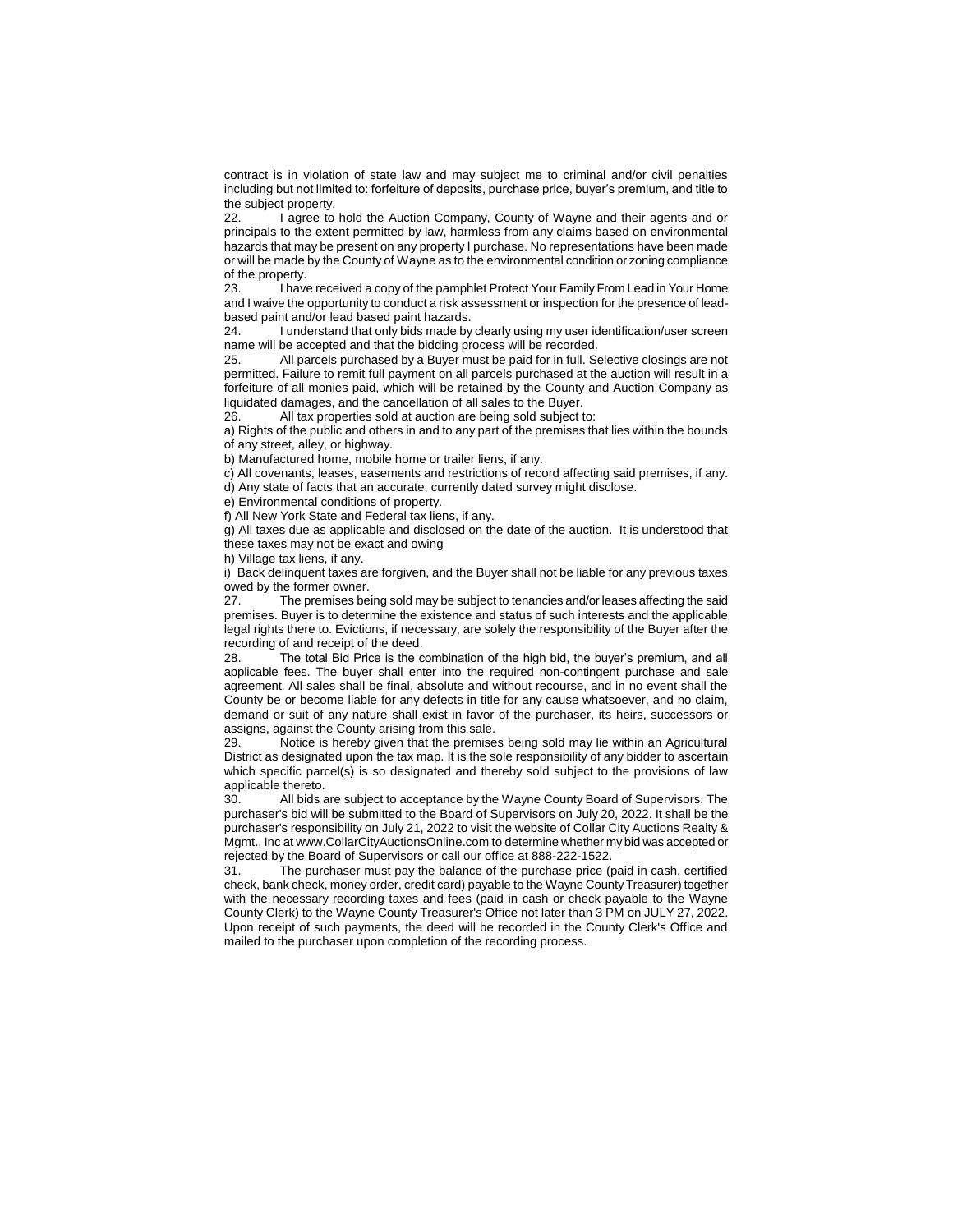contract is in violation of state law and may subject me to criminal and/or civil penalties including but not limited to: forfeiture of deposits, purchase price, buyer's premium, and title to the subject property.

22. I agree to hold the Auction Company, County of Wayne and their agents and or principals to the extent permitted by law, harmless from any claims based on environmental hazards that may be present on any property I purchase. No representations have been made or will be made by the County of Wayne as to the environmental condition or zoning compliance of the property.

23. I have received a copy of the pamphlet Protect Your Family From Lead in Your Home and I waive the opportunity to conduct a risk assessment or inspection for the presence of lead-based paint and/or lead based paint hazards.

24. I understand that only bids made by clearly using my user identification/user screen name will be accepted and that the bidding process will be recorded.

25. All parcels purchased by a Buyer must be paid for in full. Selective closings are not permitted. Failure to remit full payment on all parcels purchased at the auction will result in a forfeiture of all monies paid, which will be retained by the County and Auction Company as liquidated damages, and the cancellation of all sales to the Buyer.

26. All tax properties sold at auction are being sold subject to:

a) Rights of the public and others in and to any part of the premises that lies within the bounds of any street, alley, or highway.

b) Manufactured home, mobile home or trailer liens, if any.

c) All covenants, leases, easements and restrictions of record affecting said premises, if any.

d) Any state of facts that an accurate, currently dated survey might disclose.

e) Environmental conditions of property.

f) All New York State and Federal tax liens, if any.

g) All taxes due as applicable and disclosed on the date of the auction. It is understood that these taxes may not be exact and owing

h) Village tax liens, if any.

i) Back delinquent taxes are forgiven, and the Buyer shall not be liable for any previous taxes owed by the former owner.

27. The premises being sold may be subject to tenancies and/or leases affecting the said premises. Buyer is to determine the existence and status of such interests and the applicable legal rights there to. Evictions, if necessary, are solely the responsibility of the Buyer after the recording of and receipt of the deed.

28. The total Bid Price is the combination of the high bid, the buyer's premium, and all applicable fees. The buyer shall enter into the required non-contingent purchase and sale agreement. All sales shall be final, absolute and without recourse, and in no event shall the County be or become liable for any defects in title for any cause whatsoever, and no claim, demand or suit of any nature shall exist in favor of the purchaser, its heirs, successors or assigns, against the County arising from this sale.

29. Notice is hereby given that the premises being sold may lie within an Agricultural District as designated upon the tax map. It is the sole responsibility of any bidder to ascertain which specific parcel(s) is so designated and thereby sold subject to the provisions of law applicable thereto.

30. All bids are subject to acceptance by the Wayne County Board of Supervisors. The purchaser's bid will be submitted to the Board of Supervisors on July 20, 2022. It shall be the purchaser's responsibility on July 21, 2022 to visit the website of Collar City Auctions Realty & Mgmt., Inc at www.CollarCityAuctionsOnline.com to determine whether my bid was accepted or rejected by the Board of Supervisors or call our office at 888-222-1522.

31. The purchaser must pay the balance of the purchase price (paid in cash, certified check, bank check, money order, credit card) payable to the Wayne County Treasurer) together with the necessary recording taxes and fees (paid in cash or check payable to the Wayne County Clerk) to the Wayne County Treasurer's Office not later than 3 PM on JULY 27, 2022. Upon receipt of such payments, the deed will be recorded in the County Clerk's Office and mailed to the purchaser upon completion of the recording process.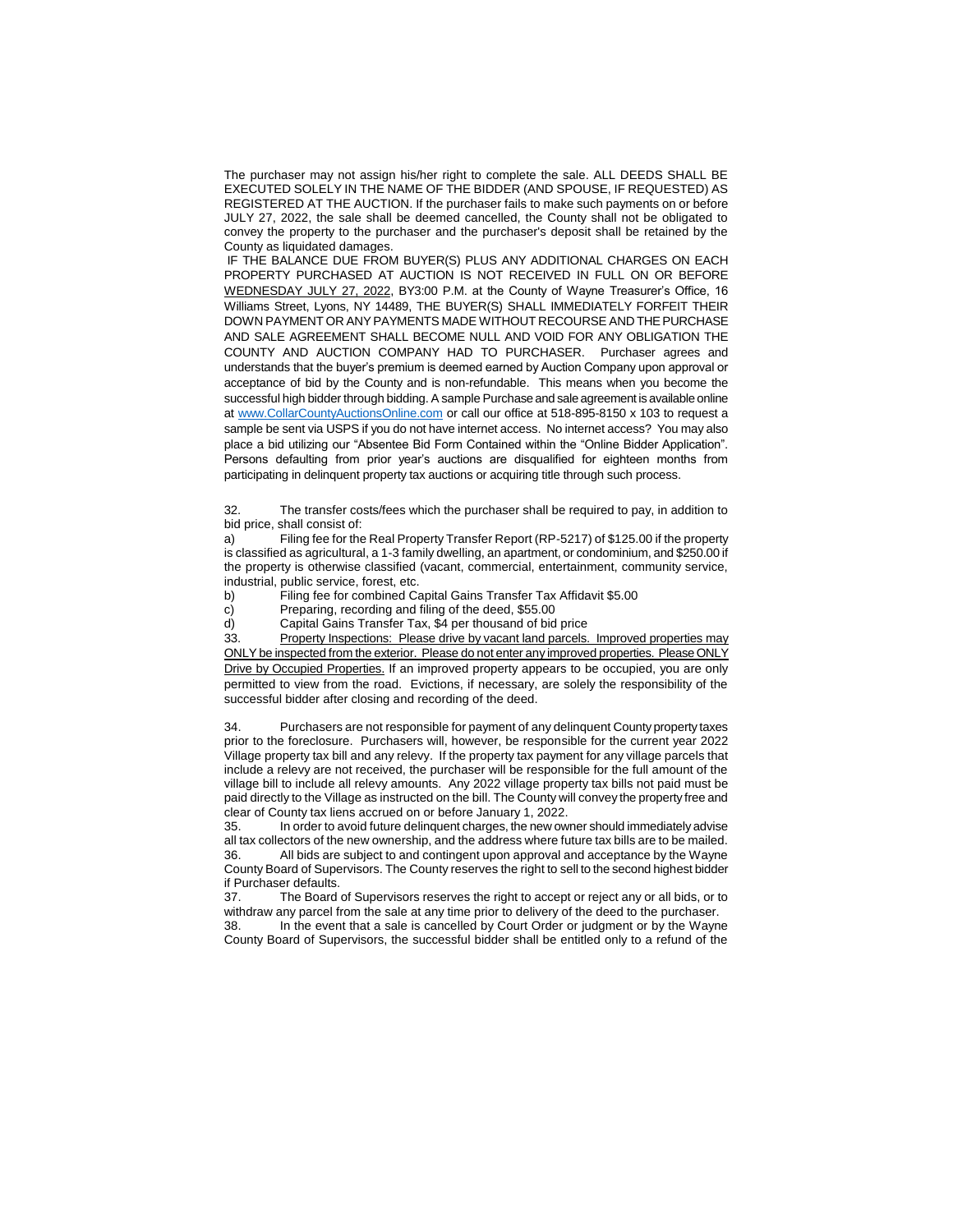The purchaser may not assign his/her right to complete the sale. ALL DEEDS SHALL BE EXECUTED SOLELY IN THE NAME OF THE BIDDER (AND SPOUSE, IF REQUESTED) AS REGISTERED AT THE AUCTION. If the purchaser fails to make such payments on or before JULY 27, 2022, the sale shall be deemed cancelled, the County shall not be obligated to convey the property to the purchaser and the purchaser's deposit shall be retained by the County as liquidated damages.

IF THE BALANCE DUE FROM BUYER(S) PLUS ANY ADDITIONAL CHARGES ON EACH PROPERTY PURCHASED AT AUCTION IS NOT RECEIVED IN FULL ON OR BEFORE <u>WEDNESDAY JULY 27, 2022</u>, BY3:00 P.M. at the County of Wayne Treasurer's Office, 16 Williams Street, Lyons, NY 14489, THE BUYER(S) SHALL IMMEDIATELY FORFEIT THEIR DOWN PAYMENT OR ANY PAYMENTS MADE WITHOUT RECOURSE AND THE PURCHASE AND SALE AGREEMENT SHALL BECOME NULL AND VOID FOR ANY OBLIGATION THE COUNTY AND AUCTION COMPANY HAD TO PURCHASER. Purchaser agrees and understands that the buyer's premium is deemed earned by Auction Company upon approval or acceptance of bid by the County and is non-refundable. This means when you become the successful high bidder through bidding. A sample Purchase and sale agreement is available online at www.CollarCountyAuctionsOnline.com or call our office at 518-895-8150 x 103 to request a sample be sent via USPS if you do not have internet access. No internet access? You may also place a bid utilizing our "Absentee Bid Form Contained within the "Online Bidder Application". Persons defaulting from prior year's auctions are disqualified for eighteen months from participating in delinquent property tax auctions or acquiring title through such process.

32. The transfer costs/fees which the purchaser shall be required to pay, in addition to bid price, shall consist of:

a) Filing fee for the Real Property Transfer Report (RP-5217) of $125.00 if the property is classified as agricultural, a 1-3 family dwelling, an apartment, or condominium, and $250.00 if the property is otherwise classified (vacant, commercial, entertainment, community service, industrial, public service, forest, etc.

b) Filing fee for combined Capital Gains Transfer Tax Affidavit $5.00

c) Preparing, recording and filing of the deed, $55.00

d) Capital Gains Transfer Tax, $4 per thousand of bid price

33. <u>Property Inspections: Please drive by vacant land parcels. Improved properties may ONLY be inspected from the exterior. Please do not enter any improved properties. Please ONLY Drive by Occupied Properties.</u> If an improved property appears to be occupied, you are only permitted to view from the road. Evictions, if necessary, are solely the responsibility of the successful bidder after closing and recording of the deed.

34. Purchasers are not responsible for payment of any delinquent County property taxes prior to the foreclosure. Purchasers will, however, be responsible for the current year 2022 Village property tax bill and any relevy. If the property tax payment for any village parcels that include a relevy are not received, the purchaser will be responsible for the full amount of the village bill to include all relevy amounts. Any 2022 village property tax bills not paid must be paid directly to the Village as instructed on the bill. The County will convey the property free and clear of County tax liens accrued on or before January 1, 2022.

35. In order to avoid future delinquent charges, the new owner should immediately advise all tax collectors of the new ownership, and the address where future tax bills are to be mailed.

36. All bids are subject to and contingent upon approval and acceptance by the Wayne County Board of Supervisors. The County reserves the right to sell to the second highest bidder if Purchaser defaults.

37. The Board of Supervisors reserves the right to accept or reject any or all bids, or to withdraw any parcel from the sale at any time prior to delivery of the deed to the purchaser.

38. In the event that a sale is cancelled by Court Order or judgment or by the Wayne County Board of Supervisors, the successful bidder shall be entitled only to a refund of the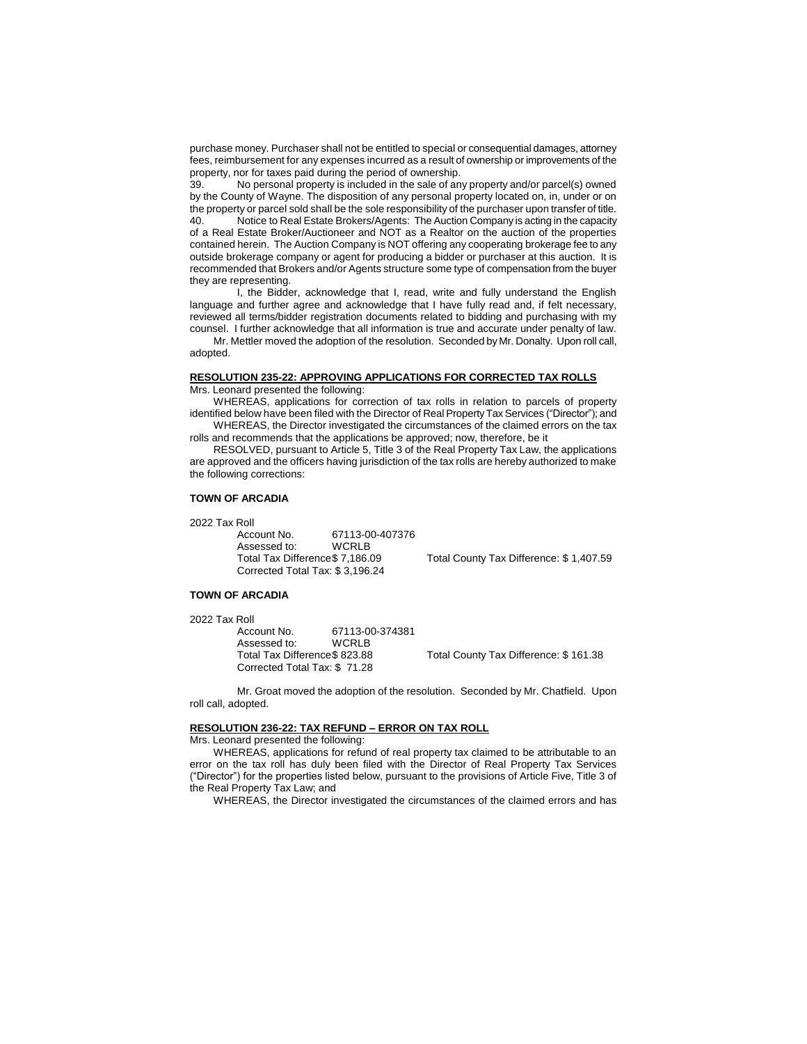purchase money. Purchaser shall not be entitled to special or consequential damages, attorney fees, reimbursement for any expenses incurred as a result of ownership or improvements of the property, nor for taxes paid during the period of ownership.

39. No personal property is included in the sale of any property and/or parcel(s) owned by the County of Wayne. The disposition of any personal property located on, in, under or on the property or parcel sold shall be the sole responsibility of the purchaser upon transfer of title.

40. Notice to Real Estate Brokers/Agents: The Auction Company is acting in the capacity of a Real Estate Broker/Auctioneer and NOT as a Realtor on the auction of the properties contained herein. The Auction Company is NOT offering any cooperating brokerage fee to any outside brokerage company or agent for producing a bidder or purchaser at this auction. It is recommended that Brokers and/or Agents structure some type of compensation from the buyer they are representing.

I, the Bidder, acknowledge that I, read, write and fully understand the English language and further agree and acknowledge that I have fully read and, if felt necessary, reviewed all terms/bidder registration documents related to bidding and purchasing with my counsel. I further acknowledge that all information is true and accurate under penalty of law.

Mr. Mettler moved the adoption of the resolution. Seconded by Mr. Donalty. Upon roll call, adopted.

**RESOLUTION 235-22: APPROVING APPLICATIONS FOR CORRECTED TAX ROLLS**

Mrs. Leonard presented the following:

WHEREAS, applications for correction of tax rolls in relation to parcels of property identified below have been filed with the Director of Real Property Tax Services ("Director"); and

WHEREAS, the Director investigated the circumstances of the claimed errors on the tax rolls and recommends that the applications be approved; now, therefore, be it

RESOLVED, pursuant to Article 5, Title 3 of the Real Property Tax Law, the applications are approved and the officers having jurisdiction of the tax rolls are hereby authorized to make the following corrections:

**TOWN OF ARCADIA**

2022 Tax Roll

Account No. 67113-00-407376
Assessed to: WCRLB
Total Tax Difference $ 7,186.09 Total County Tax Difference: $ 1,407.59
Corrected Total Tax: $ 3,196.24

**TOWN OF ARCADIA**

2022 Tax Roll

Account No. 67113-00-374381
Assessed to: WCRLB
Total Tax Difference $ 823.88 Total County Tax Difference: $ 161.38
Corrected Total Tax: $ 71.28

Mr. Groat moved the adoption of the resolution. Seconded by Mr. Chatfield. Upon roll call, adopted.

**RESOLUTION 236-22: TAX REFUND – ERROR ON TAX ROLL**

Mrs. Leonard presented the following:

WHEREAS, applications for refund of real property tax claimed to be attributable to an error on the tax roll has duly been filed with the Director of Real Property Tax Services ("Director") for the properties listed below, pursuant to the provisions of Article Five, Title 3 of the Real Property Tax Law; and

WHEREAS, the Director investigated the circumstances of the claimed errors and has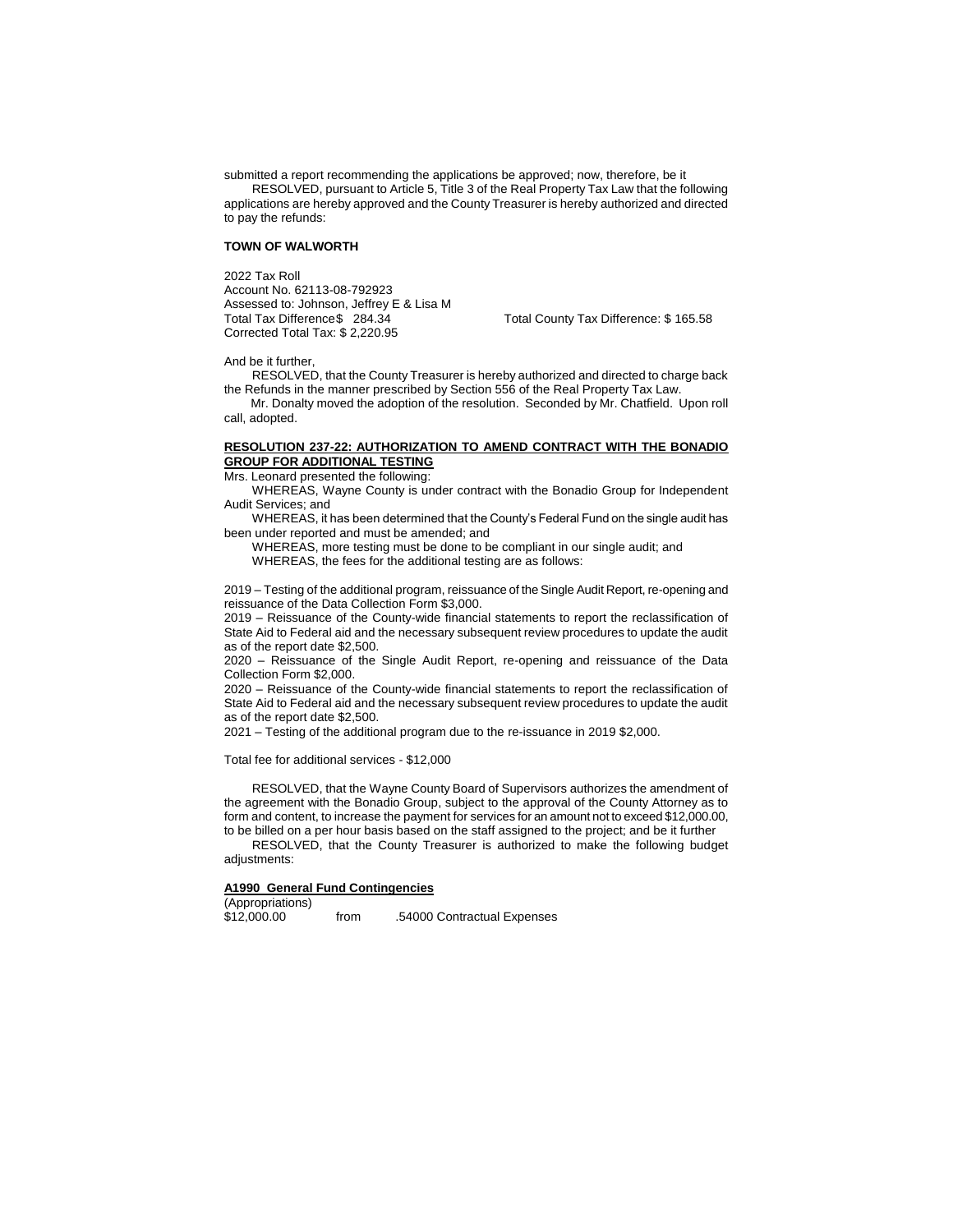submitted a report recommending the applications be approved; now, therefore, be it

RESOLVED, pursuant to Article 5, Title 3 of the Real Property Tax Law that the following applications are hereby approved and the County Treasurer is hereby authorized and directed to pay the refunds:

**TOWN OF WALWORTH**

2022 Tax Roll
Account No. 62113-08-792923
Assessed to: Johnson, Jeffrey E & Lisa M
Total Tax Difference$ 284.34 Total County Tax Difference: $ 165.58
Corrected Total Tax: $ 2,220.95

And be it further,

RESOLVED, that the County Treasurer is hereby authorized and directed to charge back the Refunds in the manner prescribed by Section 556 of the Real Property Tax Law.

Mr. Donalty moved the adoption of the resolution. Seconded by Mr. Chatfield. Upon roll call, adopted.

**RESOLUTION 237-22: AUTHORIZATION TO AMEND CONTRACT WITH THE BONADIO GROUP FOR ADDITIONAL TESTING**

Mrs. Leonard presented the following:

WHEREAS, Wayne County is under contract with the Bonadio Group for Independent Audit Services; and

WHEREAS, it has been determined that the County's Federal Fund on the single audit has been under reported and must be amended; and

WHEREAS, more testing must be done to be compliant in our single audit; and

WHEREAS, the fees for the additional testing are as follows:

2019 – Testing of the additional program, reissuance of the Single Audit Report, re-opening and reissuance of the Data Collection Form $3,000.
2019 – Reissuance of the County-wide financial statements to report the reclassification of State Aid to Federal aid and the necessary subsequent review procedures to update the audit as of the report date $2,500.
2020 – Reissuance of the Single Audit Report, re-opening and reissuance of the Data Collection Form $2,000.
2020 – Reissuance of the County-wide financial statements to report the reclassification of State Aid to Federal aid and the necessary subsequent review procedures to update the audit as of the report date $2,500.
2021 – Testing of the additional program due to the re-issuance in 2019 $2,000.

Total fee for additional services - $12,000

RESOLVED, that the Wayne County Board of Supervisors authorizes the amendment of the agreement with the Bonadio Group, subject to the approval of the County Attorney as to form and content, to increase the payment for services for an amount not to exceed $12,000.00, to be billed on a per hour basis based on the staff assigned to the project; and be it further

RESOLVED, that the County Treasurer is authorized to make the following budget adjustments:

**A1990 General Fund Contingencies**

(Appropriations)
$12,000.00 from .54000 Contractual Expenses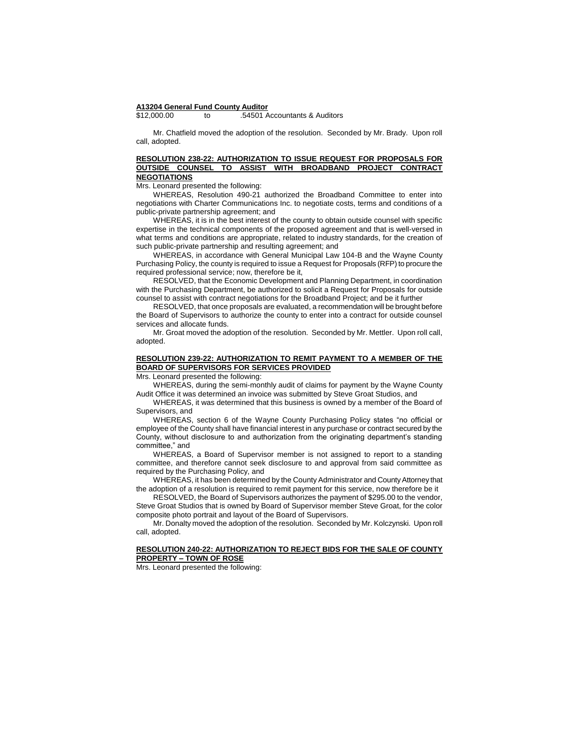**A13204 General Fund County Auditor**

$12,000.00 to .54501 Accountants & Auditors

Mr. Chatfield moved the adoption of the resolution. Seconded by Mr. Brady. Upon roll call, adopted.

**RESOLUTION 238-22: AUTHORIZATION TO ISSUE REQUEST FOR PROPOSALS FOR OUTSIDE COUNSEL TO ASSIST WITH BROADBAND PROJECT CONTRACT NEGOTIATIONS**

Mrs. Leonard presented the following:

WHEREAS, Resolution 490-21 authorized the Broadband Committee to enter into negotiations with Charter Communications Inc. to negotiate costs, terms and conditions of a public-private partnership agreement; and

WHEREAS, it is in the best interest of the county to obtain outside counsel with specific expertise in the technical components of the proposed agreement and that is well-versed in what terms and conditions are appropriate, related to industry standards, for the creation of such public-private partnership and resulting agreement; and

WHEREAS, in accordance with General Municipal Law 104-B and the Wayne County Purchasing Policy, the county is required to issue a Request for Proposals (RFP) to procure the required professional service; now, therefore be it,

RESOLVED, that the Economic Development and Planning Department, in coordination with the Purchasing Department, be authorized to solicit a Request for Proposals for outside counsel to assist with contract negotiations for the Broadband Project; and be it further

RESOLVED, that once proposals are evaluated, a recommendation will be brought before the Board of Supervisors to authorize the county to enter into a contract for outside counsel services and allocate funds.

Mr. Groat moved the adoption of the resolution. Seconded by Mr. Mettler. Upon roll call, adopted.

**RESOLUTION 239-22: AUTHORIZATION TO REMIT PAYMENT TO A MEMBER OF THE BOARD OF SUPERVISORS FOR SERVICES PROVIDED**

Mrs. Leonard presented the following:

WHEREAS, during the semi-monthly audit of claims for payment by the Wayne County Audit Office it was determined an invoice was submitted by Steve Groat Studios, and

WHEREAS, it was determined that this business is owned by a member of the Board of Supervisors, and

WHEREAS, section 6 of the Wayne County Purchasing Policy states "no official or employee of the County shall have financial interest in any purchase or contract secured by the County, without disclosure to and authorization from the originating department's standing committee," and

WHEREAS, a Board of Supervisor member is not assigned to report to a standing committee, and therefore cannot seek disclosure to and approval from said committee as required by the Purchasing Policy, and

WHEREAS, it has been determined by the County Administrator and County Attorney that the adoption of a resolution is required to remit payment for this service, now therefore be it

RESOLVED, the Board of Supervisors authorizes the payment of $295.00 to the vendor, Steve Groat Studios that is owned by Board of Supervisor member Steve Groat, for the color composite photo portrait and layout of the Board of Supervisors.

Mr. Donalty moved the adoption of the resolution. Seconded by Mr. Kolczynski. Upon roll call, adopted.

**RESOLUTION 240-22: AUTHORIZATION TO REJECT BIDS FOR THE SALE OF COUNTY PROPERTY – TOWN OF ROSE**

Mrs. Leonard presented the following: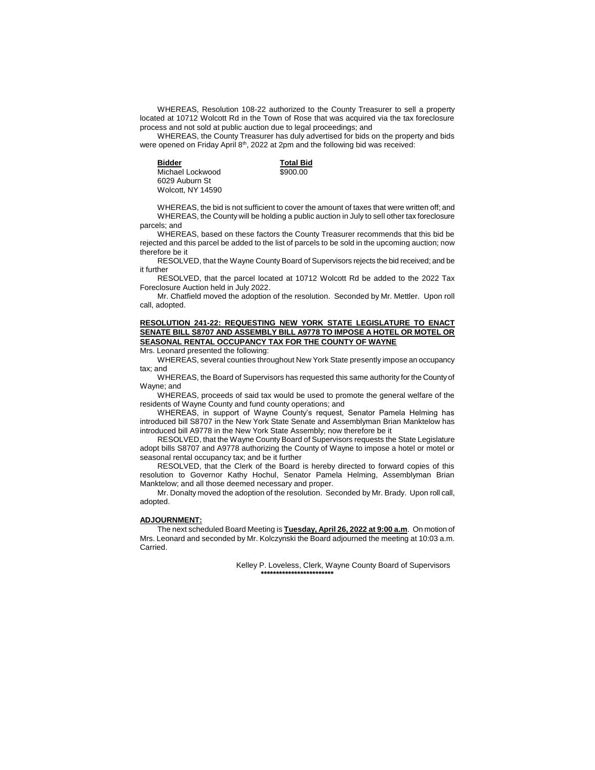WHEREAS, Resolution 108-22 authorized to the County Treasurer to sell a property located at 10712 Wolcott Rd in the Town of Rose that was acquired via the tax foreclosure process and not sold at public auction due to legal proceedings; and

WHEREAS, the County Treasurer has duly advertised for bids on the property and bids were opened on Friday April 8th, 2022 at 2pm and the following bid was received:

| **Bidder** | **Total Bid** |
|---|---|
| Michael Lockwood<br>6029 Auburn St<br>Wolcott, NY 14590 | $900.00 |

WHEREAS, the bid is not sufficient to cover the amount of taxes that were written off; and

WHEREAS, the County will be holding a public auction in July to sell other tax foreclosure parcels; and

WHEREAS, based on these factors the County Treasurer recommends that this bid be rejected and this parcel be added to the list of parcels to be sold in the upcoming auction; now therefore be it

RESOLVED, that the Wayne County Board of Supervisors rejects the bid received; and be it further

RESOLVED, that the parcel located at 10712 Wolcott Rd be added to the 2022 Tax Foreclosure Auction held in July 2022.

Mr. Chatfield moved the adoption of the resolution. Seconded by Mr. Mettler. Upon roll call, adopted.

**RESOLUTION 241-22: REQUESTING NEW YORK STATE LEGISLATURE TO ENACT SENATE BILL S8707 AND ASSEMBLY BILL A9778 TO IMPOSE A HOTEL OR MOTEL OR SEASONAL RENTAL OCCUPANCY TAX FOR THE COUNTY OF WAYNE**

Mrs. Leonard presented the following:

WHEREAS, several counties throughout New York State presently impose an occupancy tax; and

WHEREAS, the Board of Supervisors has requested this same authority for the County of Wayne; and

WHEREAS, proceeds of said tax would be used to promote the general welfare of the residents of Wayne County and fund county operations; and

WHEREAS, in support of Wayne County's request, Senator Pamela Helming has introduced bill S8707 in the New York State Senate and Assemblyman Brian Manktelow has introduced bill A9778 in the New York State Assembly; now therefore be it

RESOLVED, that the Wayne County Board of Supervisors requests the State Legislature adopt bills S8707 and A9778 authorizing the County of Wayne to impose a hotel or motel or seasonal rental occupancy tax; and be it further

RESOLVED, that the Clerk of the Board is hereby directed to forward copies of this resolution to Governor Kathy Hochul, Senator Pamela Helming, Assemblyman Brian Manktelow; and all those deemed necessary and proper.

Mr. Donalty moved the adoption of the resolution. Seconded by Mr. Brady. Upon roll call, adopted.

**ADJOURNMENT:**

The next scheduled Board Meeting is **Tuesday, April 26, 2022 at 9:00 a.m**. On motion of Mrs. Leonard and seconded by Mr. Kolczynski the Board adjourned the meeting at 10:03 a.m. Carried.

Kelley P. Loveless, Clerk, Wayne County Board of Supervisors

\*\*\*\*\*\*\*\*\*\*\*\*\*\*\*\*\*\*\*\*\*\*\*\*